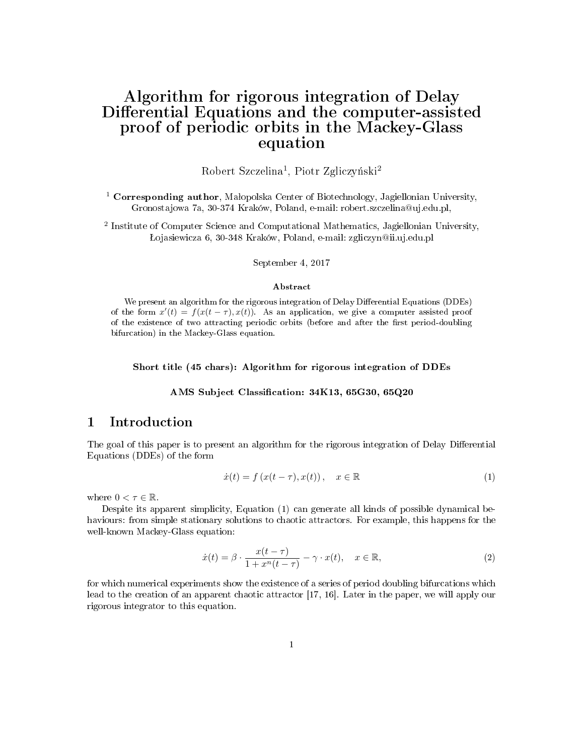# Algorithm for rigorous integration of Delay Differential Equations and the computer-assisted proof of periodic orbits in the Mackey-Glass equation

Robert Szczelina[1], Piotr Zgliczyński[2]

[1] **Corresponding author**, Małopolska Center of Biotechnology, Jagiellonian University, Gronostajowa 7a, 30-374 Kraków, Poland, e-mail: robert.szczelina@uj.edu.pl,

[2] Institute of Computer Science and Computational Mathematics, Jagiellonian University, Łojasiewicza 6, 30-348 Kraków, Poland, e-mail: zgliczyn@ii.uj.edu.pl

September 4, 2017

### Abstract

We present an algorithm for the rigorous integration of Delay Differential Equations (DDEs) of the form $x'(t) = f(x(t-\tau), x(t))$. As an application, we give a computer assisted proof of the existence of two attracting periodic orbits (before and after the first period-doubling bifurcation) in the Mackey-Glass equation.

**Short title (45 chars): Algorithm for rigorous integration of DDEs**

**AMS Subject Classification: 34K13, 65G30, 65Q20**

## 1 Introduction

The goal of this paper is to present an algorithm for the rigorous integration of Delay Differential Equations (DDEs) of the form

$$\dot{x}(t) = f\left(x(t-\tau), x(t)\right), \quad x \in \mathbb{R} \tag{1}$$

where $0 < \tau \in \mathbb{R}$.

Despite its apparent simplicity, Equation (1) can generate all kinds of possible dynamical behaviours: from simple stationary solutions to chaotic attractors. For example, this happens for the well-known Mackey-Glass equation:

$$\dot{x}(t) = \beta \cdot \frac{x(t-\tau)}{1 + x^n(t-\tau)} - \gamma \cdot x(t), \quad x \in \mathbb{R}, \tag{2}$$

for which numerical experiments show the existence of a series of period doubling bifurcations which lead to the creation of an apparent chaotic attractor [17, 16]. Later in the paper, we will apply our rigorous integrator to this equation.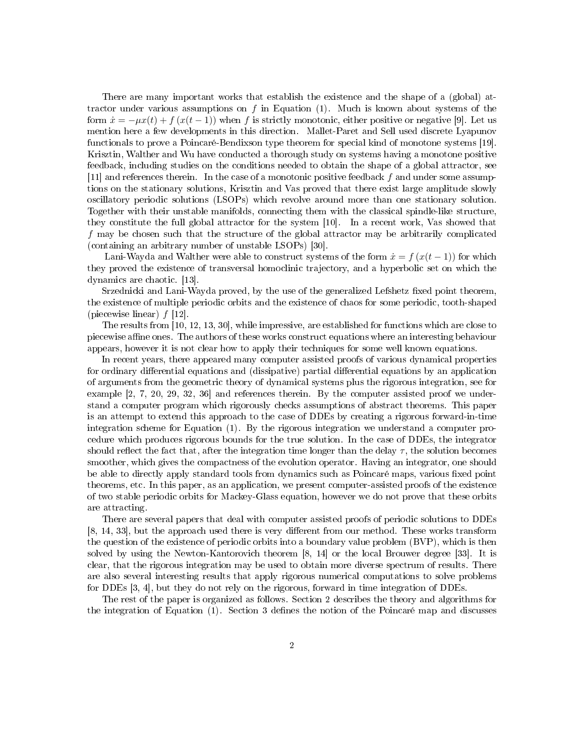There are many important works that establish the existence and the shape of a (global) attractor under various assumptions on $f$ in Equation (1). Much is known about systems of the form $\dot{x} = -\mu x(t) + f(x(t-1))$ when $f$ is strictly monotonic, either positive or negative [9]. Let us mention here a few developments in this direction. Mallet-Paret and Sell used discrete Lyapunov functionals to prove a Poincaré-Bendixson type theorem for special kind of monotone systems [19]. Krisztin, Walther and Wu have conducted a thorough study on systems having a monotone positive feedback, including studies on the conditions needed to obtain the shape of a global attractor, see [11] and references therein. In the case of a monotonic positive feedback $f$ and under some assumptions on the stationary solutions, Krisztin and Vas proved that there exist large amplitude slowly oscillatory periodic solutions (LSOPs) which revolve around more than one stationary solution. Together with their unstable manifolds, connecting them with the classical spindle-like structure, they constitute the full global attractor for the system [10]. In a recent work, Vas showed that $f$ may be chosen such that the structure of the global attractor may be arbitrarily complicated (containing an arbitrary number of unstable LSOPs) [30].

Lani-Wayda and Walther were able to construct systems of the form $\dot{x} = f(x(t-1))$ for which they proved the existence of transversal homoclinic trajectory, and a hyperbolic set on which the dynamics are chaotic. [13].

Srzednicki and Lani-Wayda proved, by the use of the generalized Lefshetz fixed point theorem, the existence of multiple periodic orbits and the existence of chaos for some periodic, tooth-shaped (piecewise linear) $f$ [12].

The results from [10, 12, 13, 30], while impressive, are established for functions which are close to piecewise affine ones. The authors of these works construct equations where an interesting behaviour appears, however it is not clear how to apply their techniques for some well known equations.

In recent years, there appeared many computer assisted proofs of various dynamical properties for ordinary differential equations and (dissipative) partial differential equations by an application of arguments from the geometric theory of dynamical systems plus the rigorous integration, see for example [2, 7, 20, 29, 32, 36] and references therein. By the computer assisted proof we understand a computer program which rigorously checks assumptions of abstract theorems. This paper is an attempt to extend this approach to the case of DDEs by creating a rigorous forward-in-time integration scheme for Equation (1). By the rigorous integration we understand a computer procedure which produces rigorous bounds for the true solution. In the case of DDEs, the integrator should reflect the fact that, after the integration time longer than the delay $\tau$, the solution becomes smoother, which gives the compactness of the evolution operator. Having an integrator, one should be able to directly apply standard tools from dynamics such as Poincaré maps, various fixed point theorems, etc. In this paper, as an application, we present computer-assisted proofs of the existence of two stable periodic orbits for Mackey-Glass equation, however we do not prove that these orbits are attracting.

There are several papers that deal with computer assisted proofs of periodic solutions to DDEs [8, 14, 33], but the approach used there is very different from our method. These works transform the question of the existence of periodic orbits into a boundary value problem (BVP), which is then solved by using the Newton-Kantorovich theorem [8, 14] or the local Brouwer degree [33]. It is clear, that the rigorous integration may be used to obtain more diverse spectrum of results. There are also several interesting results that apply rigorous numerical computations to solve problems for DDEs [3, 4], but they do not rely on the rigorous, forward in time integration of DDEs.

The rest of the paper is organized as follows. Section 2 describes the theory and algorithms for the integration of Equation (1). Section 3 defines the notion of the Poincaré map and discusses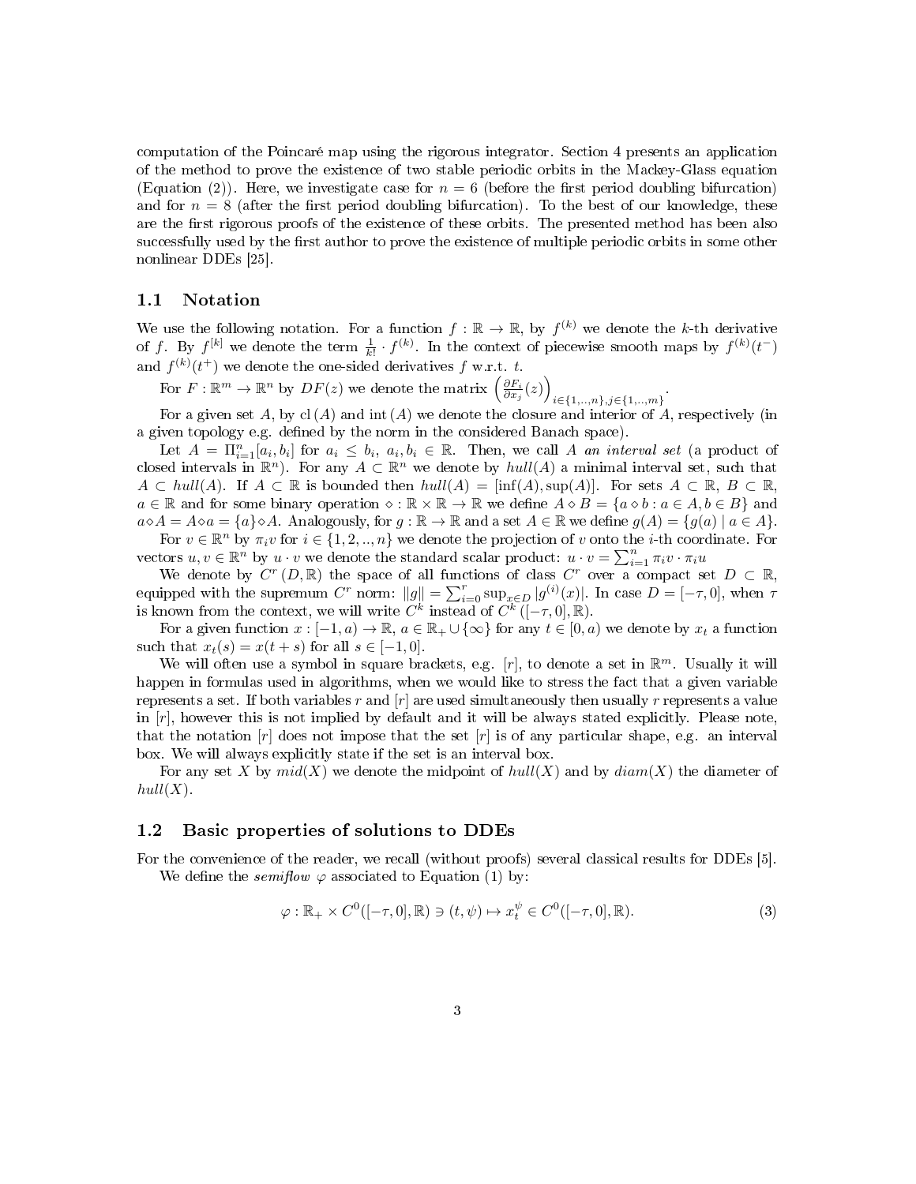computation of the Poincaré map using the rigorous integrator. Section 4 presents an application of the method to prove the existence of two stable periodic orbits in the Mackey-Glass equation (Equation (2)). Here, we investigate case for $n = 6$ (before the first period doubling bifurcation) and for $n = 8$ (after the first period doubling bifurcation). To the best of our knowledge, these are the first rigorous proofs of the existence of these orbits. The presented method has been also successfully used by the first author to prove the existence of multiple periodic orbits in some other nonlinear DDEs [25].

## 1.1 Notation

We use the following notation. For a function $f : \mathbb{R} \to \mathbb{R}$, by $f^{(k)}$ we denote the $k$-th derivative of $f$. By $f^{[k]}$ we denote the term $\frac{1}{k!} \cdot f^{(k)}$. In the context of piecewise smooth maps by $f^{(k)}(t^-)$ and $f^{(k)}(t^+)$ we denote the one-sided derivatives $f$ w.r.t. $t$.

For $F : \mathbb{R}^m \to \mathbb{R}^n$ by $DF(z)$ we denote the matrix $\left(\frac{\partial F_i}{\partial x_j}(z)\right)_{i\in\{1,..,n\},j\in\{1,..,m\}}$.

For a given set $A$, by $\mathrm{cl}(A)$ and $\mathrm{int}(A)$ we denote the closure and interior of $A$, respectively (in a given topology e.g. defined by the norm in the considered Banach space).

Let $A = \Pi_{i=1}^n [a_i, b_i]$ for $a_i \le b_i$, $a_i, b_i \in \mathbb{R}$. Then, we call $A$ *an interval set* (a product of closed intervals in $\mathbb{R}^n$). For any $A \subset \mathbb{R}^n$ we denote by $hull(A)$ a minimal interval set, such that $A \subset hull(A)$. If $A \subset \mathbb{R}$ is bounded then $hull(A) = [\inf(A), \sup(A)]$. For sets $A \subset \mathbb{R}$, $B \subset \mathbb{R}$, $a \in \mathbb{R}$ and for some binary operation $\diamond : \mathbb{R} \times \mathbb{R} \to \mathbb{R}$ we define $A \diamond B = \{a \diamond b : a \in A, b \in B\}$ and $a \diamond A = A \diamond a = \{a\} \diamond A$. Analogously, for $g : \mathbb{R} \to \mathbb{R}$ and a set $A \in \mathbb{R}$ we define $g(A) = \{g(a) \mid a \in A\}$.

For $v \in \mathbb{R}^n$ by $\pi_i v$ for $i \in \{1, 2, .., n\}$ we denote the projection of $v$ onto the $i$-th coordinate. For vectors $u, v \in \mathbb{R}^n$ by $u \cdot v$ we denote the standard scalar product: $u \cdot v = \sum_{i=1}^n \pi_i v \cdot \pi_i u$

We denote by $C^r(D, \mathbb{R})$ the space of all functions of class $C^r$ over a compact set $D \subset \mathbb{R}$, equipped with the supremum $C^r$ norm: $\|g\| = \sum_{i=0}^r \sup_{x\in D} |g^{(i)}(x)|$. In case $D = [-\tau, 0]$, when $\tau$ is known from the context, we will write $C^k$ instead of $C^k([-\tau, 0], \mathbb{R})$.

For a given function $x : [-1, a) \to \mathbb{R}$, $a \in \mathbb{R}_+ \cup \{\infty\}$ for any $t \in [0, a)$ we denote by $x_t$ a function such that $x_t(s) = x(t + s)$ for all $s \in [-1, 0]$.

We will often use a symbol in square brackets, e.g. $[r]$, to denote a set in $\mathbb{R}^m$. Usually it will happen in formulas used in algorithms, when we would like to stress the fact that a given variable represents a set. If both variables $r$ and $[r]$ are used simultaneously then usually $r$ represents a value in $[r]$, however this is not implied by default and it will be always stated explicitly. Please note, that the notation $[r]$ does not impose that the set $[r]$ is of any particular shape, e.g. an interval box. We will always explicitly state if the set is an interval box.

For any set $X$ by $mid(X)$ we denote the midpoint of $hull(X)$ and by $diam(X)$ the diameter of $hull(X)$.

## 1.2 Basic properties of solutions to DDEs

For the convenience of the reader, we recall (without proofs) several classical results for DDEs [5].

We define the *semiflow* $\varphi$ associated to Equation (1) by:

$$\varphi : \mathbb{R}_+ \times C^0([-\tau, 0], \mathbb{R}) \ni (t, \psi) \mapsto x_t^\psi \in C^0([-\tau, 0], \mathbb{R}). \tag{3}$$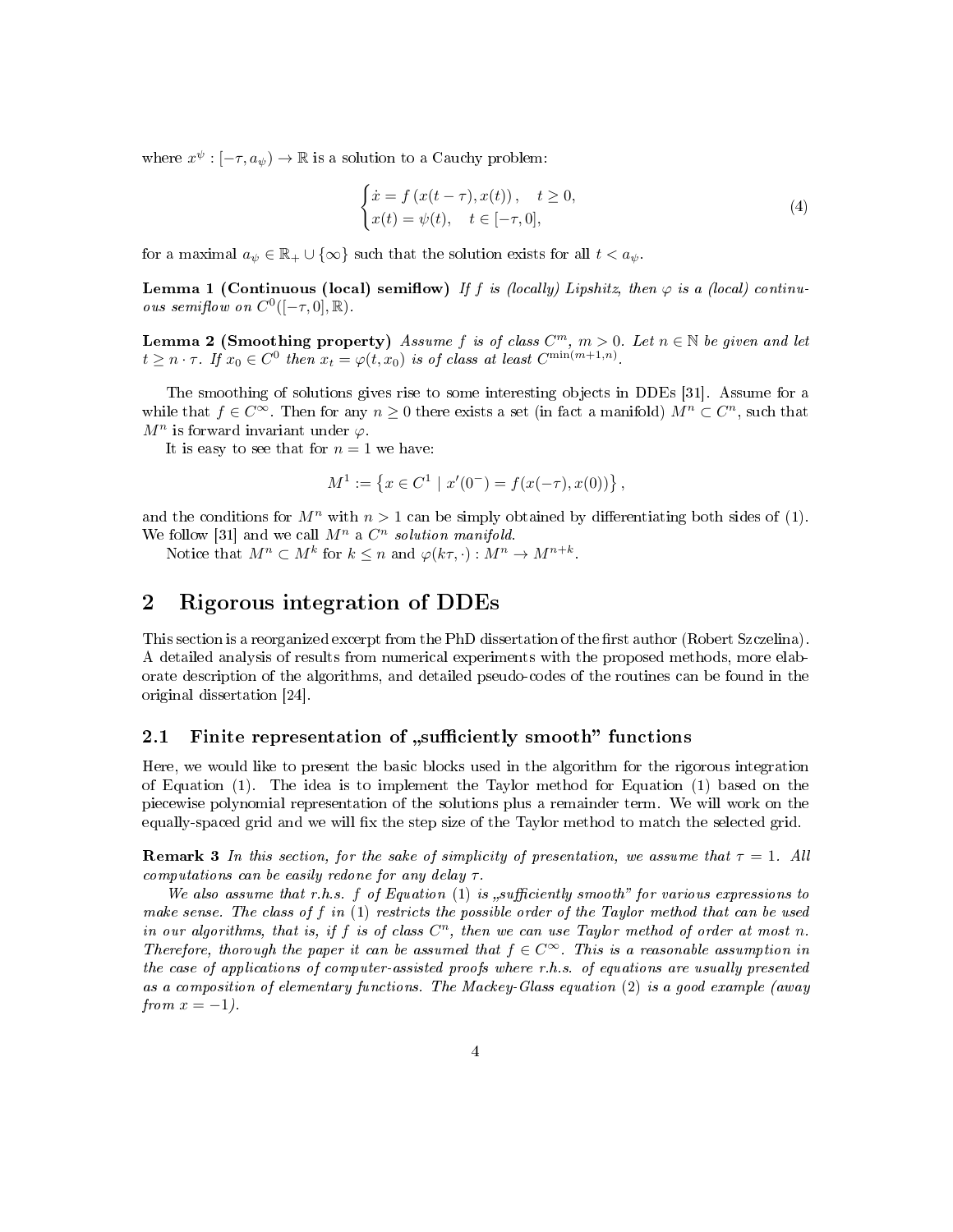where $x^{\psi} : [-\tau, a_{\psi}) \to \mathbb{R}$ is a solution to a Cauchy problem:

$$
\begin{cases} \dot{x} = f\left(x(t-\tau), x(t)\right), & t \geq 0, \\ x(t) = \psi(t), & t \in [-\tau, 0], \end{cases} \tag{4}
$$

for a maximal $a_{\psi} \in \mathbb{R}_+ \cup \{\infty\}$ such that the solution exists for all $t < a_{\psi}$.

**Lemma 1 (Continuous (local) semiflow)** *If $f$ is (locally) Lipshitz, then $\varphi$ is a (local) continuous semiflow on $C^0([-\tau, 0], \mathbb{R})$.*

**Lemma 2 (Smoothing property)** *Assume $f$ is of class $C^m$, $m > 0$. Let $n \in \mathbb{N}$ be given and let $t \geq n \cdot \tau$. If $x_0 \in C^0$ then $x_t = \varphi(t, x_0)$ is of class at least $C^{\min(m+1,n)}$.*

The smoothing of solutions gives rise to some interesting objects in DDEs [31]. Assume for a while that $f \in C^{\infty}$. Then for any $n \geq 0$ there exists a set (in fact a manifold) $M^n \subset C^n$, such that $M^n$ is forward invariant under $\varphi$.

It is easy to see that for $n = 1$ we have:

$$
M^1 := \left\{ x \in C^1 \mid x'(0^-) = f(x(-\tau), x(0)) \right\},
$$

and the conditions for $M^n$ with $n > 1$ can be simply obtained by differentiating both sides of (1). We follow [31] and we call $M^n$ a *$C^n$ solution manifold*.

Notice that $M^n \subset M^k$ for $k \leq n$ and $\varphi(k\tau, \cdot) : M^n \to M^{n+k}$.

## 2 Rigorous integration of DDEs

This section is a reorganized excerpt from the PhD dissertation of the first author (Robert Szczelina). A detailed analysis of results from numerical experiments with the proposed methods, more elaborate description of the algorithms, and detailed pseudo-codes of the routines can be found in the original dissertation [24].

### 2.1 Finite representation of „sufficiently smooth" functions

Here, we would like to present the basic blocks used in the algorithm for the rigorous integration of Equation (1). The idea is to implement the Taylor method for Equation (1) based on the piecewise polynomial representation of the solutions plus a remainder term. We will work on the equally-spaced grid and we will fix the step size of the Taylor method to match the selected grid.

**Remark 3** *In this section, for the sake of simplicity of presentation, we assume that $\tau = 1$. All computations can be easily redone for any delay $\tau$.*

*We also assume that r.h.s. $f$ of Equation (1) is „sufficiently smooth" for various expressions to make sense. The class of $f$ in (1) restricts the possible order of the Taylor method that can be used in our algorithms, that is, if $f$ is of class $C^n$, then we can use Taylor method of order at most $n$. Therefore, thorough the paper it can be assumed that $f \in C^{\infty}$. This is a reasonable assumption in the case of applications of computer-assisted proofs where r.h.s. of equations are usually presented as a composition of elementary functions. The Mackey-Glass equation (2) is a good example (away from $x = -1$).*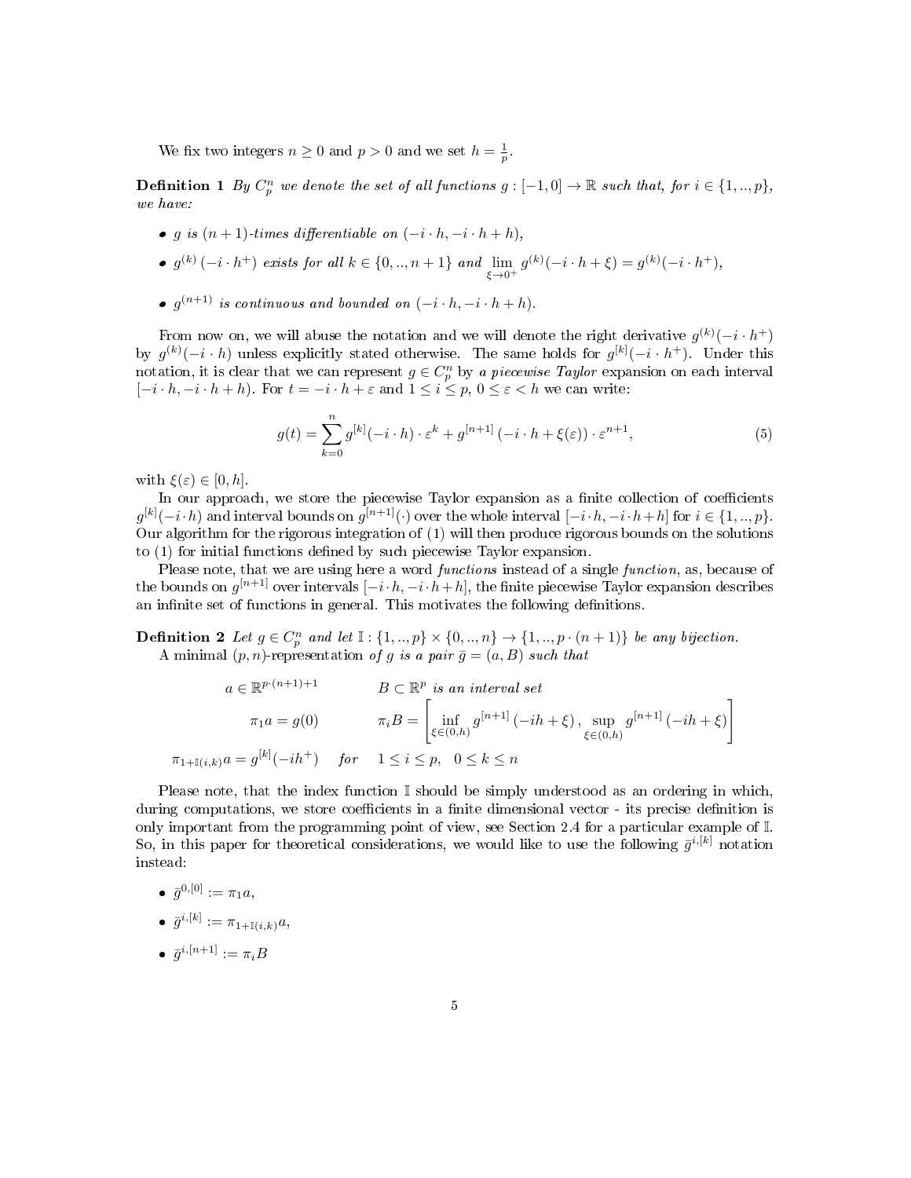We fix two integers $n \geq 0$ and $p > 0$ and we set $h = \frac{1}{p}$.

**Definition 1** *By $C^n_p$ we denote the set of all functions $g : [-1, 0] \to \mathbb{R}$ such that, for $i \in \{1, .., p\}$, we have:*

- *$g$ is $(n+1)$-times differentiable on $(-i \cdot h, -i \cdot h + h)$,*
- *$g^{(k)}(-i \cdot h^+)$ exists for all $k \in \{0, .., n+1\}$ and $\lim_{\xi \to 0^+} g^{(k)}(-i \cdot h + \xi) = g^{(k)}(-i \cdot h^+)$,*
- *$g^{(n+1)}$ is continuous and bounded on $(-i \cdot h, -i \cdot h + h)$.*

From now on, we will abuse the notation and we will denote the right derivative $g^{(k)}(-i \cdot h^+)$ by $g^{(k)}(-i \cdot h)$ unless explicitly stated otherwise. The same holds for $g^{[k]}(-i \cdot h^+)$. Under this notation, it is clear that we can represent $g \in C^n_p$ by *a piecewise Taylor* expansion on each interval $[-i \cdot h, -i \cdot h + h)$. For $t = -i \cdot h + \varepsilon$ and $1 \leq i \leq p$, $0 \leq \varepsilon < h$ we can write:

$$g(t) = \sum_{k=0}^{n} g^{[k]}(-i \cdot h) \cdot \varepsilon^k + g^{[n+1]}(-i \cdot h + \xi(\varepsilon)) \cdot \varepsilon^{n+1}, \tag{5}$$

with $\xi(\varepsilon) \in [0, h]$.

In our approach, we store the piecewise Taylor expansion as a finite collection of coefficients $g^{[k]}(-i \cdot h)$ and interval bounds on $g^{[n+1]}(\cdot)$ over the whole interval $[-i \cdot h, -i \cdot h + h]$ for $i \in \{1, .., p\}$. Our algorithm for the rigorous integration of (1) will then produce rigorous bounds on the solutions to (1) for initial functions defined by such piecewise Taylor expansion.

Please note, that we are using here a word *functions* instead of a single *function*, as, because of the bounds on $g^{[n+1]}$ over intervals $[-i \cdot h, -i \cdot h + h]$, the finite piecewise Taylor expansion describes an infinite set of functions in general. This motivates the following definitions.

**Definition 2** *Let $g \in C^n_p$ and let $\mathbb{I} : \{1, .., p\} \times \{0, .., n\} \to \{1, .., p \cdot (n+1)\}$ be any bijection.*
*A minimal $(p, n)$-representation of $g$ is a pair $\bar{g} = (a, B)$ such that*

$$\begin{aligned}
a &\in \mathbb{R}^{p \cdot (n+1) + 1} & B &\subset \mathbb{R}^p \text{ is an interval set} \\
\pi_1 a &= g(0) & \pi_i B &= \left[ \inf_{\xi \in (0,h)} g^{[n+1]}(-ih + \xi), \sup_{\xi \in (0,h)} g^{[n+1]}(-ih + \xi) \right] \\
\pi_{1 + \mathbb{I}(i,k)} a &= g^{[k]}(-ih^+) \quad \text{for} \quad 1 \leq i \leq p, \quad 0 \leq k \leq n
\end{aligned}$$

Please note, that the index function $\mathbb{I}$ should be simply understood as an ordering in which, during computations, we store coefficients in a finite dimensional vector - its precise definition is only important from the programming point of view, see Section 2.4 for a particular example of $\mathbb{I}$. So, in this paper for theoretical considerations, we would like to use the following $\bar{g}^{i,[k]}$ notation instead:

- $\bar{g}^{0,[0]} := \pi_1 a$,
- $\bar{g}^{i,[k]} := \pi_{1 + \mathbb{I}(i,k)} a$,
- $\bar{g}^{i,[n+1]} := \pi_i B$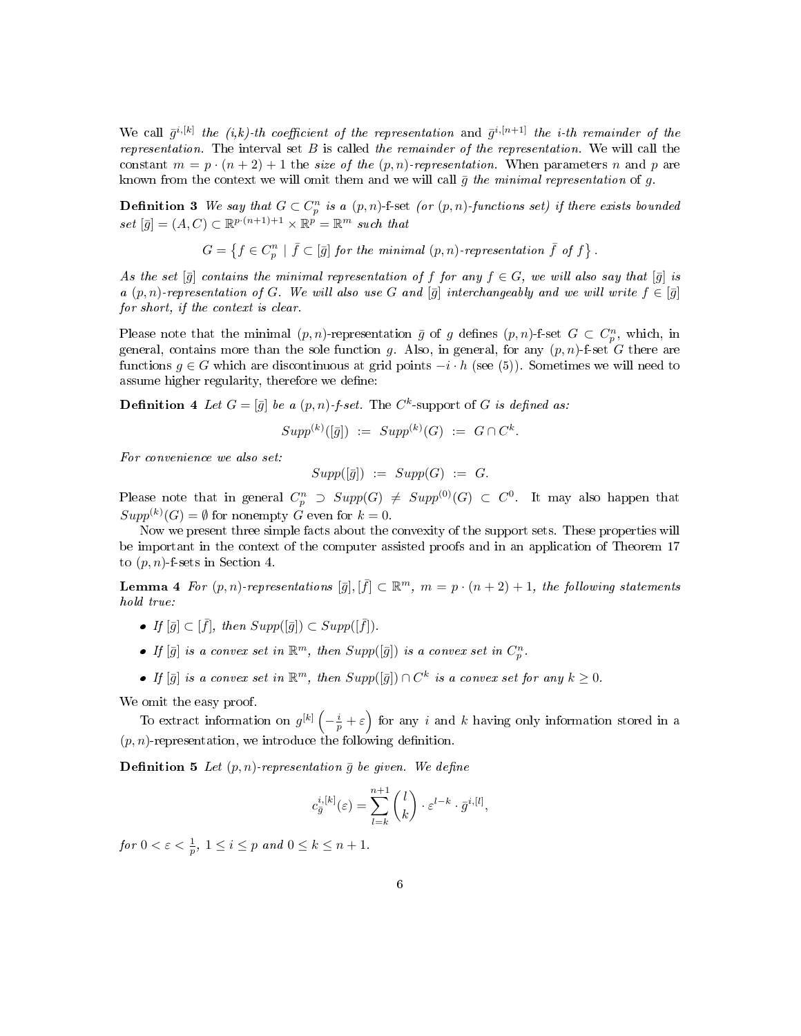We call $\bar{g}^{i,[k]}$ *the (i,k)-th coefficient of the representation* and $\bar{g}^{i,[n+1]}$ *the i-th remainder of the representation*. The interval set $B$ is called *the remainder of the representation*. We will call the constant $m = p \cdot (n+2) + 1$ the *size of the* $(p,n)$*-representation*. When parameters $n$ and $p$ are known from the context we will omit them and we will call $\bar{g}$ *the minimal representation* of $g$.

**Definition 3** *We say that $G \subset C^n_p$ is a* $(p,n)$-f-set *(or* $(p,n)$-functions set*) if there exists bounded set $[\bar{g}] = (A, C) \subset \mathbb{R}^{p\cdot(n+1)+1} \times \mathbb{R}^p = \mathbb{R}^m$ such that*

$$G = \left\{ f \in C^n_p \mid \bar{f} \subset [\bar{g}] \text{ for the minimal } (p,n)\text{-representation } \bar{f} \text{ of } f \right\}.$$

*As the set $[\bar{g}]$ contains the minimal representation of $f$ for any $f \in G$, we will also say that $[\bar{g}]$ is a $(p,n)$-representation of $G$. We will also use $G$ and $[\bar{g}]$ interchangeably and we will write $f \in [\bar{g}]$ for short, if the context is clear.*

Please note that the minimal $(p,n)$-representation $\bar{g}$ of $g$ defines $(p,n)$-f-set $G \subset C^n_p$, which, in general, contains more than the sole function $g$. Also, in general, for any $(p,n)$-f-set $G$ there are functions $g \in G$ which are discontinuous at grid points $-i \cdot h$ (see (5)). Sometimes we will need to assume higher regularity, therefore we define:

**Definition 4** *Let $G = [\bar{g}]$ be a $(p,n)$-f-set. The* $C^k$-support of $G$ *is defined as:*

$$Supp^{(k)}([\bar{g}]) \;:=\; Supp^{(k)}(G) \;:=\; G \cap C^k.$$

*For convenience we also set:*

$$Supp([\bar{g}]) \;:=\; Supp(G) \;:=\; G.$$

Please note that in general $C^n_p \supset Supp(G) \neq Supp^{(0)}(G) \subset C^0$. It may also happen that $Supp^{(k)}(G) = \emptyset$ for nonempty $G$ even for $k = 0$.

Now we present three simple facts about the convexity of the support sets. These properties will be important in the context of the computer assisted proofs and in an application of Theorem 17 to $(p,n)$-f-sets in Section 4.

**Lemma 4** *For $(p,n)$-representations $[\bar{g}], [\bar{f}] \subset \mathbb{R}^m$, $m = p \cdot (n+2) + 1$, the following statements hold true:*

- *If $[\bar{g}] \subset [\bar{f}]$, then $Supp([\bar{g}]) \subset Supp([\bar{f}])$.*
- *If $[\bar{g}]$ is a convex set in $\mathbb{R}^m$, then $Supp([\bar{g}])$ is a convex set in $C^n_p$.*
- *If $[\bar{g}]$ is a convex set in $\mathbb{R}^m$, then $Supp([\bar{g}]) \cap C^k$ is a convex set for any $k \geq 0$.*

We omit the easy proof.

To extract information on $g^{[k]}\left(-\frac{i}{p} + \varepsilon\right)$ for any $i$ and $k$ having only information stored in a $(p,n)$-representation, we introduce the following definition.

**Definition 5** *Let $(p,n)$-representation $\bar{g}$ be given. We define*

$$c^{i,[k]}_{\bar{g}}(\varepsilon) = \sum_{l=k}^{n+1} \binom{l}{k} \cdot \varepsilon^{l-k} \cdot \bar{g}^{i,[l]},$$

*for $0 < \varepsilon < \frac{1}{p}$, $1 \leq i \leq p$ and $0 \leq k \leq n+1$.*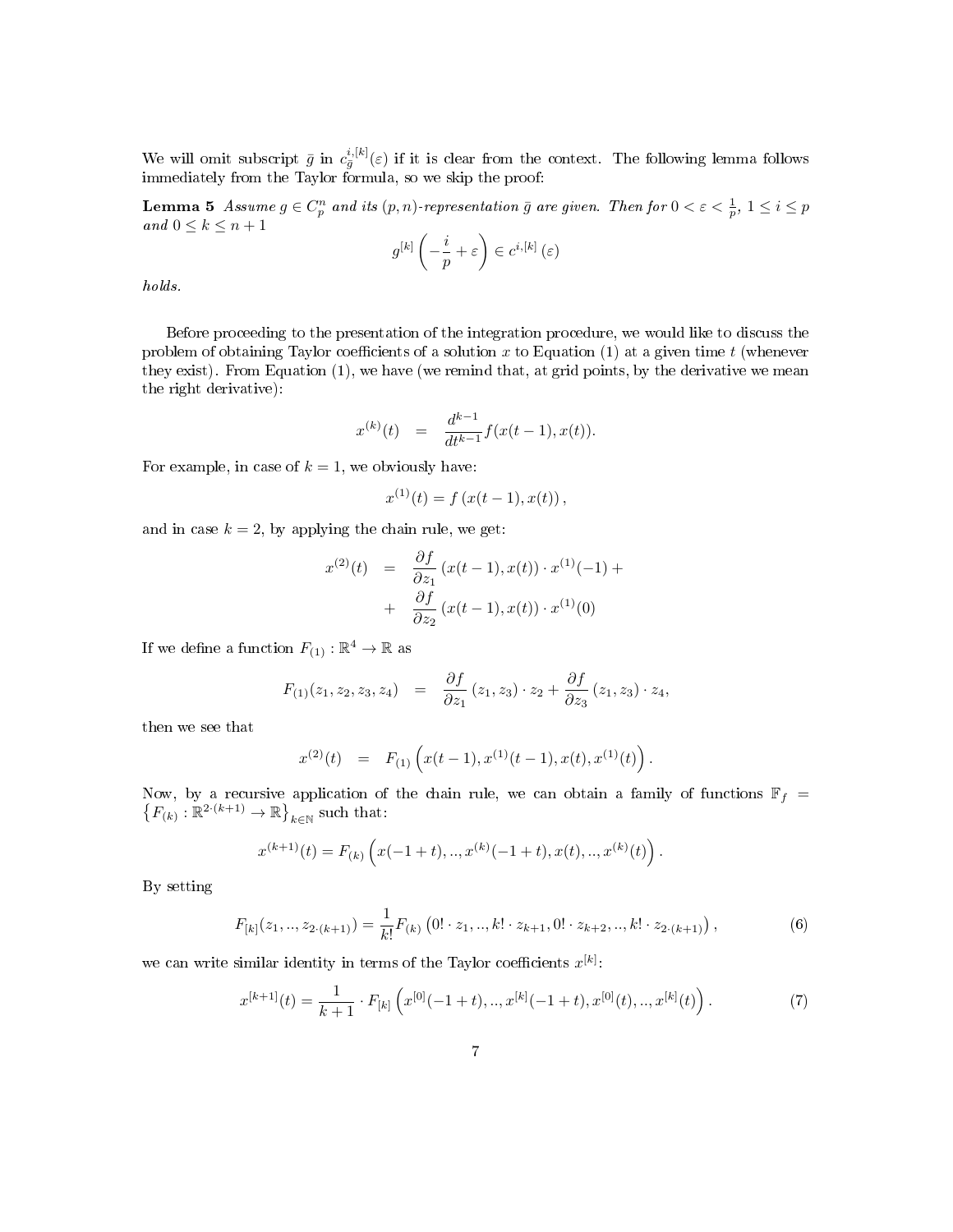We will omit subscript $\bar{g}$ in $c_{\bar{g}}^{i,[k]}(\varepsilon)$ if it is clear from the context. The following lemma follows immediately from the Taylor formula, so we skip the proof:

**Lemma 5** *Assume $g \in C_p^n$ and its $(p,n)$-representation $\bar{g}$ are given. Then for $0 < \varepsilon < \frac{1}{p}$, $1 \leq i \leq p$ and $0 \leq k \leq n+1$*

$$g^{[k]}\left(-\frac{i}{p}+\varepsilon\right) \in c^{i,[k]}\left(\varepsilon\right)$$

*holds.*

Before proceeding to the presentation of the integration procedure, we would like to discuss the problem of obtaining Taylor coefficients of a solution $x$ to Equation (1) at a given time $t$ (whenever they exist). From Equation (1), we have (we remind that, at grid points, by the derivative we mean the right derivative):

$$x^{(k)}(t) \quad = \quad \frac{d^{k-1}}{dt^{k-1}} f(x(t-1), x(t)).$$

For example, in case of $k = 1$, we obviously have:

$$x^{(1)}(t) = f\left(x(t-1), x(t)\right),$$

and in case $k = 2$, by applying the chain rule, we get:

$$\begin{aligned} x^{(2)}(t) \quad &= \quad \frac{\partial f}{\partial z_1}\left(x(t-1), x(t)\right) \cdot x^{(1)}(-1) + \\ &+ \quad \frac{\partial f}{\partial z_2}\left(x(t-1), x(t)\right) \cdot x^{(1)}(0) \end{aligned}$$

If we define a function $F_{(1)} : \mathbb{R}^4 \to \mathbb{R}$ as

$$F_{(1)}(z_1, z_2, z_3, z_4) \quad = \quad \frac{\partial f}{\partial z_1}\left(z_1, z_3\right) \cdot z_2 + \frac{\partial f}{\partial z_3}\left(z_1, z_3\right) \cdot z_4,$$

then we see that

$$x^{(2)}(t) \quad = \quad F_{(1)}\left(x(t-1), x^{(1)}(t-1), x(t), x^{(1)}(t)\right).$$

Now, by a recursive application of the chain rule, we can obtain a family of functions $\mathbb{F}_f = \left\{F_{(k)} : \mathbb{R}^{2\cdot(k+1)} \to \mathbb{R}\right\}_{k\in\mathbb{N}}$ such that:

$$x^{(k+1)}(t) = F_{(k)}\left(x(-1+t), .., x^{(k)}(-1+t), x(t), .., x^{(k)}(t)\right).$$

By setting

$$F_{[k]}(z_1, .., z_{2\cdot(k+1)}) = \frac{1}{k!} F_{(k)}\left(0! \cdot z_1, .., k! \cdot z_{k+1}, 0! \cdot z_{k+2}, .., k! \cdot z_{2\cdot(k+1)}\right), \tag{6}$$

we can write similar identity in terms of the Taylor coefficients $x^{[k]}$:

$$x^{[k+1]}(t) = \frac{1}{k+1} \cdot F_{[k]}\left(x^{[0]}(-1+t), .., x^{[k]}(-1+t), x^{[0]}(t), .., x^{[k]}(t)\right). \tag{7}$$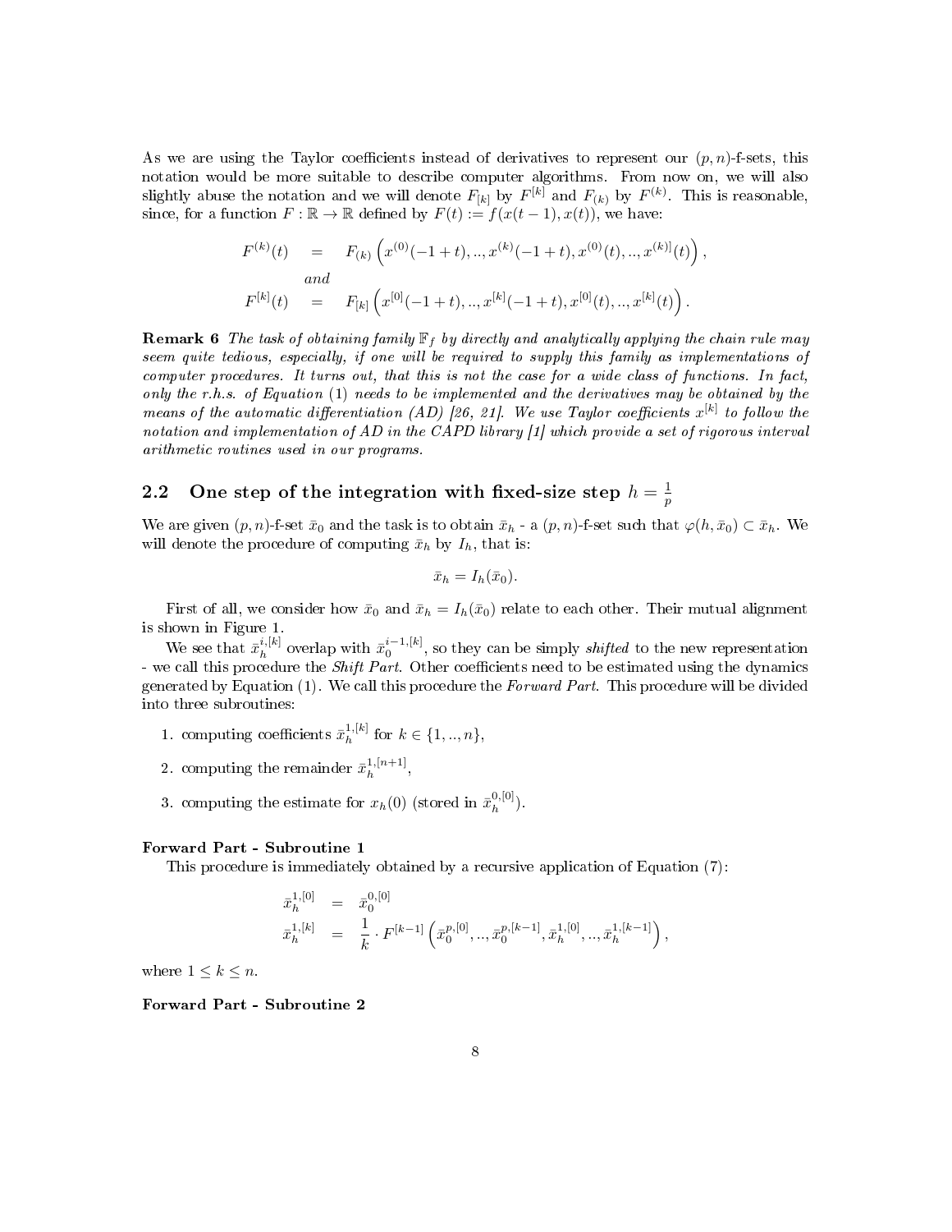As we are using the Taylor coefficients instead of derivatives to represent our $(p,n)$-f-sets, this notation would be more suitable to describe computer algorithms. From now on, we will also slightly abuse the notation and we will denote $F_{[k]}$ by $F^{[k]}$ and $F_{(k)}$ by $F^{(k)}$. This is reasonable, since, for a function $F : \mathbb{R} \to \mathbb{R}$ defined by $F(t) := f(x(t-1), x(t))$, we have:

$$
\begin{aligned}
F^{(k)}(t) &= F_{(k)}\left(x^{(0)}(-1+t), .., x^{(k)}(-1+t), x^{(0)}(t), .., x^{(k)]}(t)\right), \\
&\quad and \\
F^{[k]}(t) &= F_{[k]}\left(x^{[0]}(-1+t), .., x^{[k]}(-1+t), x^{[0]}(t), .., x^{[k]}(t)\right).
\end{aligned}
$$

**Remark 6** *The task of obtaining family $\mathbb{F}_f$ by directly and analytically applying the chain rule may seem quite tedious, especially, if one will be required to supply this family as implementations of computer procedures. It turns out, that this is not the case for a wide class of functions. In fact, only the r.h.s. of Equation* (1) *needs to be implemented and the derivatives may be obtained by the means of the automatic differentiation (AD) [26, 21]. We use Taylor coefficients $x^{[k]}$ to follow the notation and implementation of AD in the CAPD library [1] which provide a set of rigorous interval arithmetic routines used in our programs.*

## 2.2 One step of the integration with fixed-size step $h = \frac{1}{p}$

We are given $(p,n)$-f-set $\bar{x}_0$ and the task is to obtain $\bar{x}_h$ - a $(p,n)$-f-set such that $\varphi(h, \bar{x}_0) \subset \bar{x}_h$. We will denote the procedure of computing $\bar{x}_h$ by $I_h$, that is:

$$\bar{x}_h = I_h(\bar{x}_0).$$

First of all, we consider how $\bar{x}_0$ and $\bar{x}_h = I_h(\bar{x}_0)$ relate to each other. Their mutual alignment is shown in Figure 1.

We see that $\bar{x}_h^{i,[k]}$ overlap with $\bar{x}_0^{i-1,[k]}$, so they can be simply *shifted* to the new representation - we call this procedure the *Shift Part*. Other coefficients need to be estimated using the dynamics generated by Equation (1). We call this procedure the *Forward Part*. This procedure will be divided into three subroutines:

1. computing coefficients $\bar{x}_h^{1,[k]}$ for $k \in \{1, .., n\}$,
2. computing the remainder $\bar{x}_h^{1,[n+1]}$,
3. computing the estimate for $x_h(0)$ (stored in $\bar{x}_h^{0,[0]}$).

**Forward Part - Subroutine 1**

This procedure is immediately obtained by a recursive application of Equation (7):

$$
\begin{aligned}
\bar{x}_h^{1,[0]} &= \bar{x}_0^{0,[0]} \\
\bar{x}_h^{1,[k]} &= \frac{1}{k} \cdot F^{[k-1]}\left(\bar{x}_0^{p,[0]}, .., \bar{x}_0^{p,[k-1]}, \bar{x}_h^{1,[0]}, .., \bar{x}_h^{1,[k-1]}\right),
\end{aligned}
$$

where $1 \le k \le n$.

**Forward Part - Subroutine 2**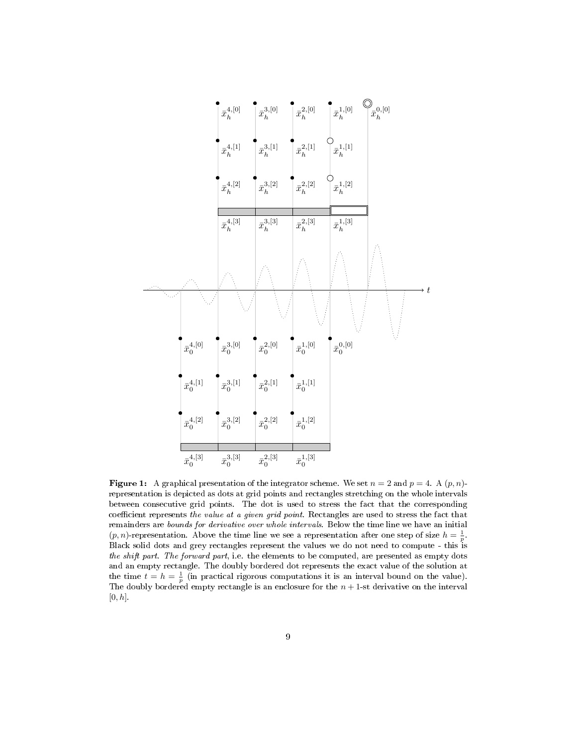**Figure 1:** A graphical presentation of the integrator scheme. We set $n = 2$ and $p = 4$. A $(p, n)$-representation is depicted as dots at grid points and rectangles stretching on the whole intervals between consecutive grid points. The dot is used to stress the fact that the corresponding coefficient represents *the value at a given grid point*. Rectangles are used to stress the fact that remainders are *bounds for derivative over whole intervals*. Below the time line we have an initial $(p, n)$-representation. Above the time line we see a representation after one step of size $h = \frac{1}{p}$. Black solid dots and grey rectangles represent the values we do not need to compute - this is *the shift part*. *The forward part*, i.e. the elements to be computed, are presented as empty dots and an empty rectangle. The doubly bordered dot represents the exact value of the solution at the time $t = h = \frac{1}{p}$ (in practical rigorous computations it is an interval bound on the value). The doubly bordered empty rectangle is an enclosure for the $n+1$-st derivative on the interval $[0, h]$.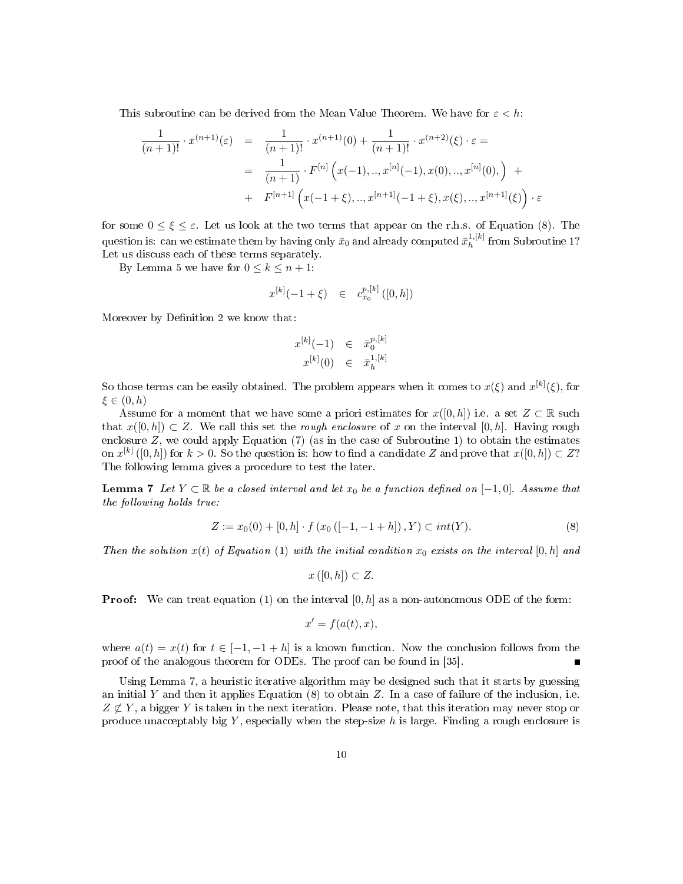This subroutine can be derived from the Mean Value Theorem. We have for $\varepsilon < h$:

$$
\begin{aligned}
\frac{1}{(n+1)!} \cdot x^{(n+1)}(\varepsilon) &= \frac{1}{(n+1)!} \cdot x^{(n+1)}(0) + \frac{1}{(n+1)!} \cdot x^{(n+2)}(\xi) \cdot \varepsilon = \\
&= \frac{1}{(n+1)} \cdot F^{[n]}\left(x(-1), .., x^{[n]}(-1), x(0), .., x^{[n]}(0), \right) \; + \\
&+ \; F^{[n+1]}\left(x(-1+\xi), .., x^{[n+1]}(-1+\xi), x(\xi), .., x^{[n+1]}(\xi)\right) \cdot \varepsilon
\end{aligned}
$$

for some $0 \leq \xi \leq \varepsilon$. Let us look at the two terms that appear on the r.h.s. of Equation (8). The question is: can we estimate them by having only $\bar{x}_0$ and already computed $\bar{x}_h^{1,[k]}$ from Subroutine 1? Let us discuss each of these terms separately.

By Lemma 5 we have for $0 \leq k \leq n+1$:

$$
x^{[k]}(-1+\xi) \quad \in \quad c_{\bar{x}_0}^{p,[k]}\left([0,h]\right)
$$

Moreover by Definition 2 we know that:

$$
\begin{aligned}
x^{[k]}(-1) &\in \bar{x}_0^{p,[k]} \\
x^{[k]}(0) &\in \bar{x}_h^{1,[k]}
\end{aligned}
$$

So those terms can be easily obtained. The problem appears when it comes to $x(\xi)$ and $x^{[k]}(\xi)$, for $\xi \in (0, h)$

Assume for a moment that we have some a priori estimates for $x([0,h])$ i.e. a set $Z \subset \mathbb{R}$ such that $x([0,h]) \subset Z$. We call this set the *rough enclosure* of $x$ on the interval $[0,h]$. Having rough enclosure $Z$, we could apply Equation (7) (as in the case of Subroutine 1) to obtain the estimates on $x^{[k]}\left([0,h]\right)$ for $k > 0$. So the question is: how to find a candidate $Z$ and prove that $x([0,h]) \subset Z$? The following lemma gives a procedure to test the later.

**Lemma 7** *Let $Y \subset \mathbb{R}$ be a closed interval and let $x_0$ be a function defined on $[-1, 0]$. Assume that the following holds true:*

$$
Z := x_0(0) + [0,h] \cdot f\left(x_0\left([-1, -1+h]\right), Y\right) \subset int(Y). \tag{8}
$$

*Then the solution $x(t)$ of Equation (1) with the initial condition $x_0$ exists on the interval $[0,h]$ and*

$$
x\left([0,h]\right) \subset Z.
$$

**Proof:** We can treat equation (1) on the interval $[0,h]$ as a non-autonomous ODE of the form:

$$
x' = f(a(t), x),
$$

where $a(t) = x(t)$ for $t \in [-1, -1+h]$ is a known function. Now the conclusion follows from the proof of the analogous theorem for ODEs. The proof can be found in [35]. ∎

Using Lemma 7, a heuristic iterative algorithm may be designed such that it starts by guessing an initial $Y$ and then it applies Equation (8) to obtain $Z$. In a case of failure of the inclusion, i.e. $Z \not\subset Y$, a bigger $Y$ is taken in the next iteration. Please note, that this iteration may never stop or produce unacceptably big $Y$, especially when the step-size $h$ is large. Finding a rough enclosure is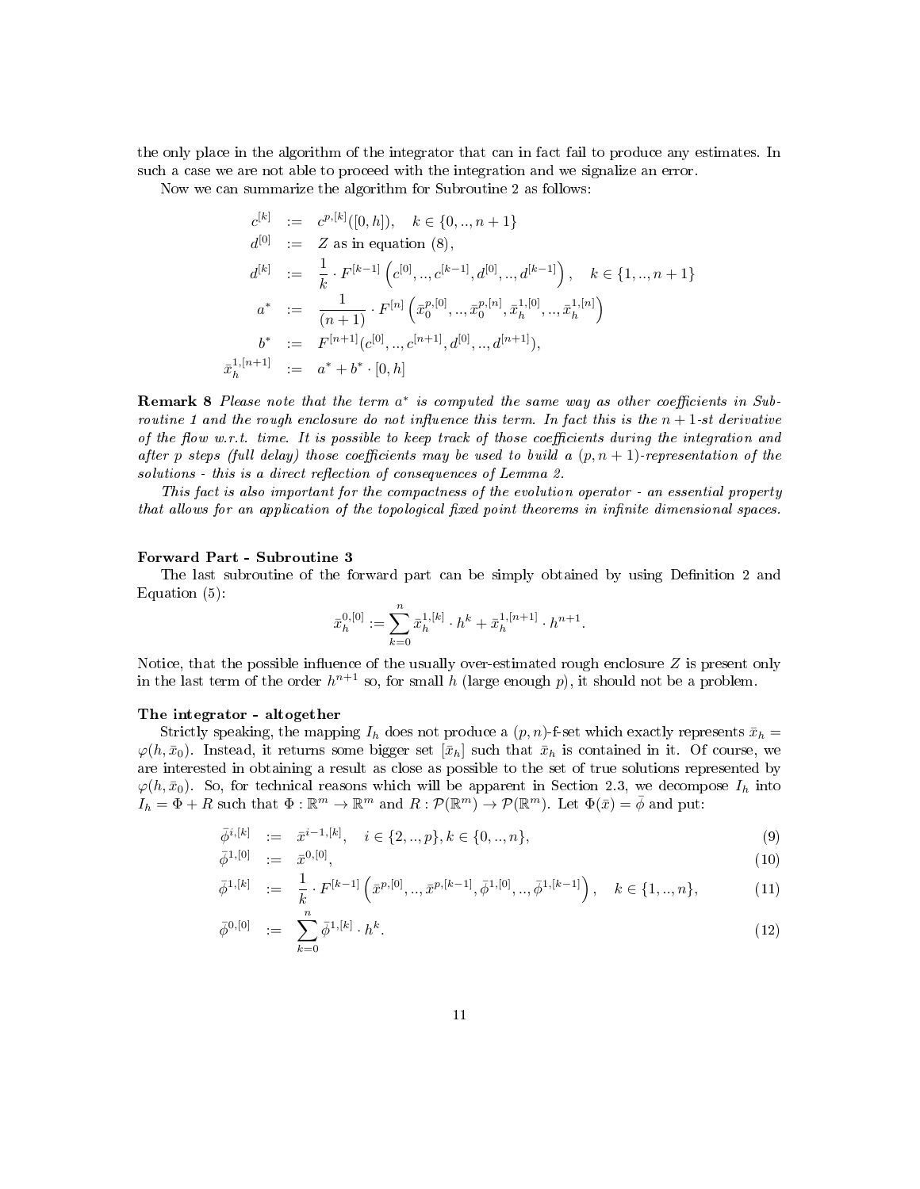the only place in the algorithm of the integrator that can in fact fail to produce any estimates. In such a case we are not able to proceed with the integration and we signalize an error.

Now we can summarize the algorithm for Subroutine 2 as follows:

$$
\begin{aligned}
c^{[k]} &:= c^{p,[k]}([0,h]), \quad k \in \{0,..,n+1\} \\
d^{[0]} &:= Z \text{ as in equation (8)}, \\
d^{[k]} &:= \frac{1}{k} \cdot F^{[k-1]}\left(c^{[0]},..,c^{[k-1]},d^{[0]},..,d^{[k-1]}\right), \quad k \in \{1,..,n+1\} \\
a^{*} &:= \frac{1}{(n+1)} \cdot F^{[n]}\left(\bar{x}_0^{p,[0]},..,\bar{x}_0^{p,[n]},\bar{x}_h^{1,[0]},..,\bar{x}_h^{1,[n]}\right) \\
b^{*} &:= F^{[n+1]}(c^{[0]},..,c^{[n+1]},d^{[0]},..,d^{[n+1]}), \\
\bar{x}_h^{1,[n+1]} &:= a^{*} + b^{*} \cdot [0,h]
\end{aligned}
$$

**Remark 8** *Please note that the term $a^*$ is computed the same way as other coefficients in Subroutine 1 and the rough enclosure do not influence this term. In fact this is the $n+1$-st derivative of the flow w.r.t. time. It is possible to keep track of those coefficients during the integration and after $p$ steps (full delay) those coefficients may be used to build a $(p,n+1)$-representation of the solutions - this is a direct reflection of consequences of Lemma 2.*

*This fact is also important for the compactness of the evolution operator - an essential property that allows for an application of the topological fixed point theorems in infinite dimensional spaces.*

**Forward Part - Subroutine 3**

The last subroutine of the forward part can be simply obtained by using Definition 2 and Equation (5):

$$
\bar{x}_h^{0,[0]} := \sum_{k=0}^{n} \bar{x}_h^{1,[k]} \cdot h^k + \bar{x}_h^{1,[n+1]} \cdot h^{n+1}.
$$

Notice, that the possible influence of the usually over-estimated rough enclosure $Z$ is present only in the last term of the order $h^{n+1}$ so, for small $h$ (large enough $p$), it should not be a problem.

**The integrator - altogether**

Strictly speaking, the mapping $I_h$ does not produce a $(p,n)$-f-set which exactly represents $\bar{x}_h = \varphi(h,\bar{x}_0)$. Instead, it returns some bigger set $[\bar{x}_h]$ such that $\bar{x}_h$ is contained in it. Of course, we are interested in obtaining a result as close as possible to the set of true solutions represented by $\varphi(h,\bar{x}_0)$. So, for technical reasons which will be apparent in Section 2.3, we decompose $I_h$ into $I_h = \Phi + R$ such that $\Phi : \mathbb{R}^m \to \mathbb{R}^m$ and $R : \mathcal{P}(\mathbb{R}^m) \to \mathcal{P}(\mathbb{R}^m)$. Let $\Phi(\bar{x}) = \bar{\phi}$ and put:

$$
\bar{\phi}^{i,[k]} := \bar{x}^{i-1,[k]}, \quad i \in \{2,..,p\}, k \in \{0,..,n\}, \tag{9}
$$

$$
\bar{\phi}^{1,[0]} := \bar{x}^{0,[0]}, \tag{10}
$$

$$
\bar{\phi}^{1,[k]} := \frac{1}{k} \cdot F^{[k-1]}\left(\bar{x}^{p,[0]},..,\bar{x}^{p,[k-1]},\bar{\phi}^{1,[0]},..,\bar{\phi}^{1,[k-1]}\right), \quad k \in \{1,..,n\}, \tag{11}
$$

$$
\bar{\phi}^{0,[0]} := \sum_{k=0}^{n} \bar{\phi}^{1,[k]} \cdot h^k. \tag{12}
$$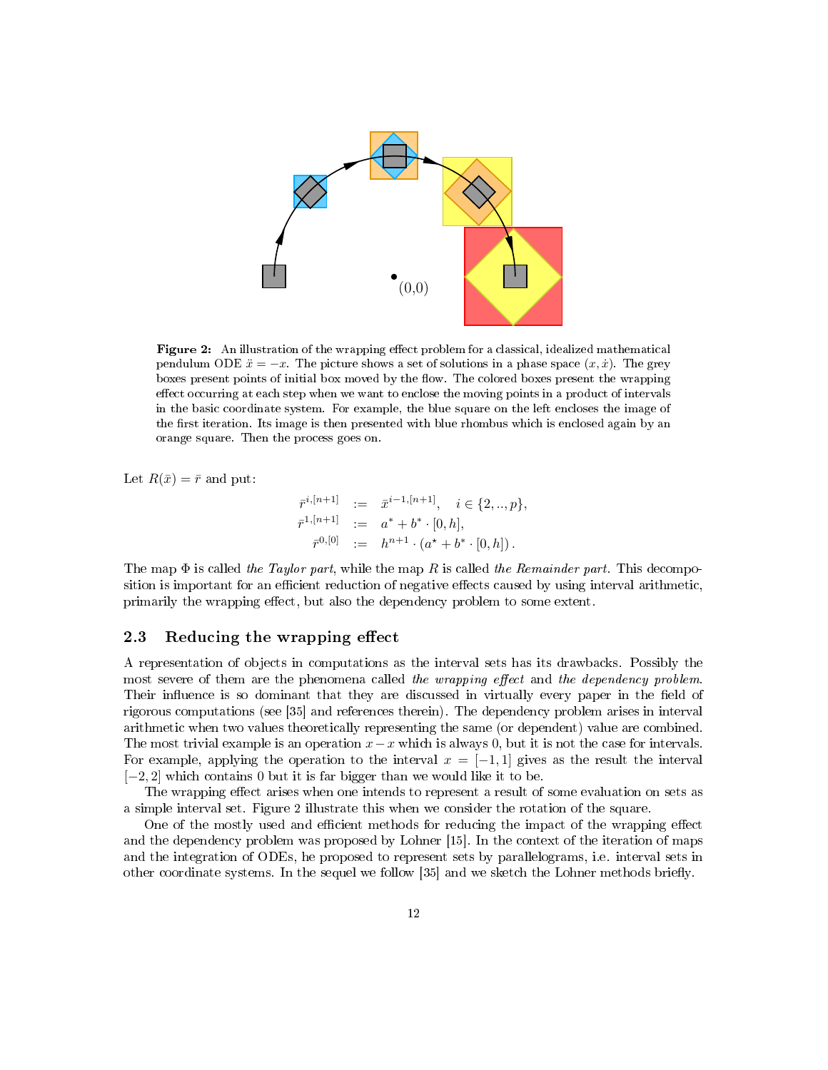(0,0)

**Figure 2:** An illustration of the wrapping effect problem for a classical, idealized mathematical pendulum ODE $\ddot{x} = -x$. The picture shows a set of solutions in a phase space $(x, \dot{x})$. The grey boxes present points of initial box moved by the flow. The colored boxes present the wrapping effect occurring at each step when we want to enclose the moving points in a product of intervals in the basic coordinate system. For example, the blue square on the left encloses the image of the first iteration. Its image is then presented with blue rhombus which is enclosed again by an orange square. Then the process goes on.

Let $R(\bar{x}) = \bar{r}$ and put:

$$
\begin{aligned}
\bar{r}^{i,[n+1]} &:= \bar{x}^{i-1,[n+1]}, \quad i \in \{2,..,p\}, \\
\bar{r}^{1,[n+1]} &:= a^* + b^* \cdot [0,h], \\
\bar{r}^{0,[0]} &:= h^{n+1} \cdot (a^\star + b^* \cdot [0,h]).
\end{aligned}
$$

The map $\Phi$ is called *the Taylor part*, while the map $R$ is called *the Remainder part*. This decomposition is important for an efficient reduction of negative effects caused by using interval arithmetic, primarily the wrapping effect, but also the dependency problem to some extent.

### 2.3 Reducing the wrapping effect

A representation of objects in computations as the interval sets has its drawbacks. Possibly the most severe of them are the phenomena called *the wrapping effect* and *the dependency problem*. Their influence is so dominant that they are discussed in virtually every paper in the field of rigorous computations (see [35] and references therein). The dependency problem arises in interval arithmetic when two values theoretically representing the same (or dependent) value are combined. The most trivial example is an operation $x - x$ which is always 0, but it is not the case for intervals. For example, applying the operation to the interval $x = [-1, 1]$ gives as the result the interval $[-2, 2]$ which contains 0 but it is far bigger than we would like it to be.

The wrapping effect arises when one intends to represent a result of some evaluation on sets as a simple interval set. Figure 2 illustrate this when we consider the rotation of the square.

One of the mostly used and efficient methods for reducing the impact of the wrapping effect and the dependency problem was proposed by Lohner [15]. In the context of the iteration of maps and the integration of ODEs, he proposed to represent sets by parallelograms, i.e. interval sets in other coordinate systems. In the sequel we follow [35] and we sketch the Lohner methods briefly.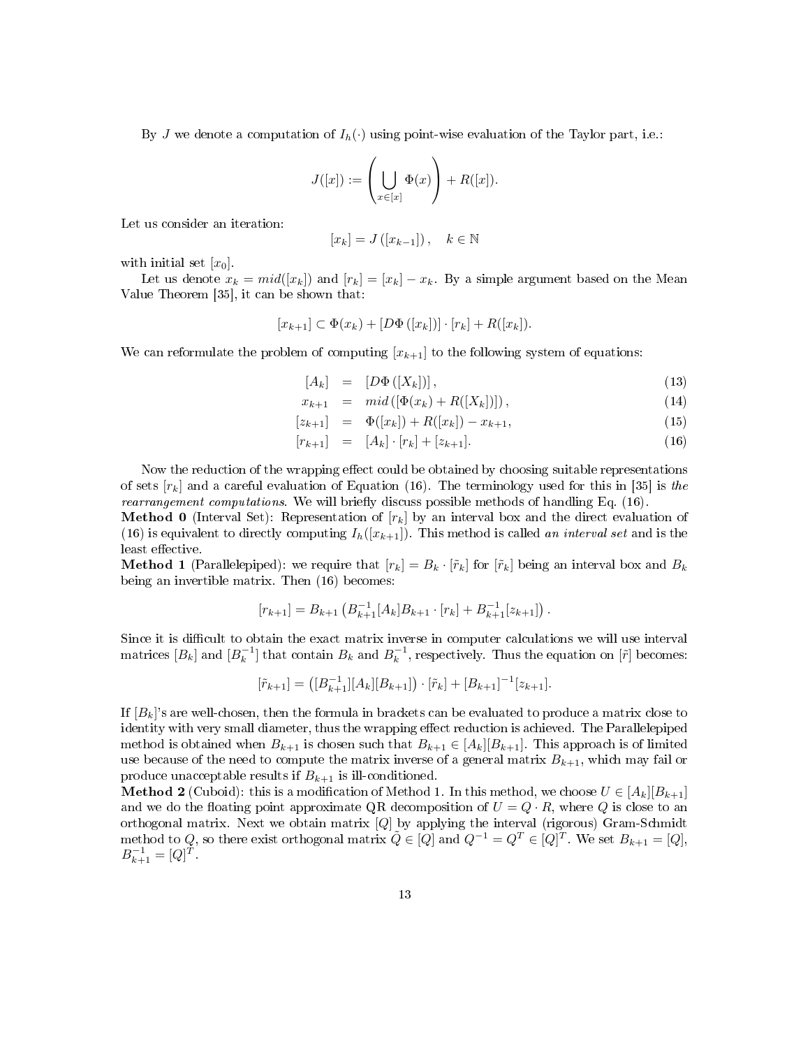By $J$ we denote a computation of $I_h(\cdot)$ using point-wise evaluation of the Taylor part, i.e.:

$$J([x]) := \left( \bigcup_{x \in [x]} \Phi(x) \right) + R([x]).$$

Let us consider an iteration:

$$[x_k] = J\left([x_{k-1}]\right), \quad k \in \mathbb{N}$$

with initial set $[x_0]$.

Let us denote $x_k = mid([x_k])$ and $[r_k] = [x_k] - x_k$. By a simple argument based on the Mean Value Theorem [35], it can be shown that:

$$[x_{k+1}] \subset \Phi(x_k) + [D\Phi\left([x_k]\right)] \cdot [r_k] + R([x_k]).$$

We can reformulate the problem of computing $[x_{k+1}]$ to the following system of equations:

$$[A_k] = [D\Phi\left([X_k]\right)], \tag{13}$$

$$x_{k+1} = mid\left([\Phi(x_k) + R([X_k])]\right), \tag{14}$$

$$[z_{k+1}] = \Phi([x_k]) + R([x_k]) - x_{k+1}, \tag{15}$$

$$[r_{k+1}] = [A_k] \cdot [r_k] + [z_{k+1}]. \tag{16}$$

Now the reduction of the wrapping effect could be obtained by choosing suitable representations of sets $[r_k]$ and a careful evaluation of Equation (16). The terminology used for this in [35] is *the rearrangement computations*. We will briefly discuss possible methods of handling Eq. (16).

**Method 0** (Interval Set): Representation of $[r_k]$ by an interval box and the direct evaluation of (16) is equivalent to directly computing $I_h([x_{k+1}])$. This method is called *an interval set* and is the least effective.

**Method 1** (Parallelepiped): we require that $[r_k] = B_k \cdot [\tilde{r}_k]$ for $[\tilde{r}_k]$ being an interval box and $B_k$ being an invertible matrix. Then (16) becomes:

$$[r_{k+1}] = B_{k+1}\left(B_{k+1}^{-1}[A_k]B_{k+1} \cdot [r_k] + B_{k+1}^{-1}[z_{k+1}]\right).$$

Since it is difficult to obtain the exact matrix inverse in computer calculations we will use interval matrices $[B_k]$ and $[B_k^{-1}]$ that contain $B_k$ and $B_k^{-1}$, respectively. Thus the equation on $[\tilde{r}]$ becomes:

$$[\tilde{r}_{k+1}] = \left([B_{k+1}^{-1}][A_k][B_{k+1}]\right) \cdot [\tilde{r}_k] + [B_{k+1}]^{-1}[z_{k+1}].$$

If $[B_k]$'s are well-chosen, then the formula in brackets can be evaluated to produce a matrix close to identity with very small diameter, thus the wrapping effect reduction is achieved. The Parallelepiped method is obtained when $B_{k+1}$ is chosen such that $B_{k+1} \in [A_k][B_{k+1}]$. This approach is of limited use because of the need to compute the matrix inverse of a general matrix $B_{k+1}$, which may fail or produce unacceptable results if $B_{k+1}$ is ill-conditioned.

**Method 2** (Cuboid): this is a modification of Method 1. In this method, we choose $U \in [A_k][B_{k+1}]$ and we do the floating point approximate QR decomposition of $U = Q \cdot R$, where $Q$ is close to an orthogonal matrix. Next we obtain matrix $[Q]$ by applying the interval (rigorous) Gram-Schmidt method to $Q$, so there exist orthogonal matrix $\tilde{Q} \in [Q]$ and $Q^{-1} = Q^T \in [Q]^T$. We set $B_{k+1} = [Q]$, $B_{k+1}^{-1} = [Q]^T$.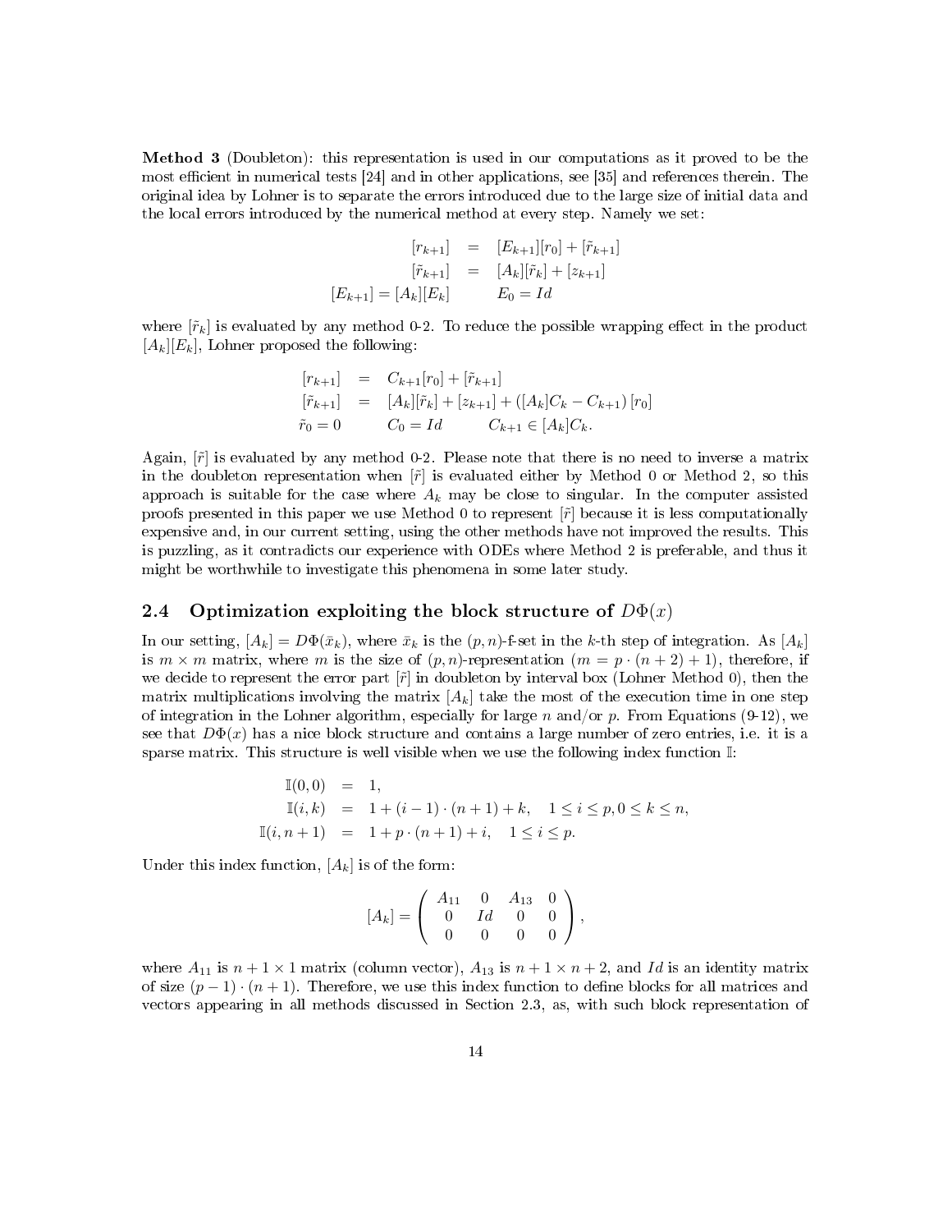**Method 3** (Doubleton): this representation is used in our computations as it proved to be the most efficient in numerical tests [24] and in other applications, see [35] and references therein. The original idea by Lohner is to separate the errors introduced due to the large size of initial data and the local errors introduced by the numerical method at every step. Namely we set:

$$
\begin{aligned}
[r_{k+1}] &= [E_{k+1}][r_0] + [\tilde{r}_{k+1}] \\
[\tilde{r}_{k+1}] &= [A_k][\tilde{r}_k] + [z_{k+1}] \\
[E_{k+1}] = [A_k][E_k] \qquad & E_0 = Id
\end{aligned}
$$

where $[\tilde{r}_k]$ is evaluated by any method 0-2. To reduce the possible wrapping effect in the product $[A_k][E_k]$, Lohner proposed the following:

$$
\begin{aligned}
[r_{k+1}] &= C_{k+1}[r_0] + [\tilde{r}_{k+1}] \\
[\tilde{r}_{k+1}] &= [A_k][\tilde{r}_k] + [z_{k+1}] + ([A_k]C_k - C_{k+1})[r_0] \\
\tilde{r}_0 = 0 \qquad & C_0 = Id \qquad C_{k+1} \in [A_k]C_k.
\end{aligned}
$$

Again, $[\tilde{r}]$ is evaluated by any method 0-2. Please note that there is no need to inverse a matrix in the doubleton representation when $[\tilde{r}]$ is evaluated either by Method 0 or Method 2, so this approach is suitable for the case where $A_k$ may be close to singular. In the computer assisted proofs presented in this paper we use Method 0 to represent $[\tilde{r}]$ because it is less computationally expensive and, in our current setting, using the other methods have not improved the results. This is puzzling, as it contradicts our experience with ODEs where Method 2 is preferable, and thus it might be worthwhile to investigate this phenomena in some later study.

## 2.4 Optimization exploiting the block structure of $D\Phi(x)$

In our setting, $[A_k] = D\Phi(\bar{x}_k)$, where $\bar{x}_k$ is the $(p,n)$-f-set in the $k$-th step of integration. As $[A_k]$ is $m \times m$ matrix, where $m$ is the size of $(p,n)$-representation ($m = p \cdot (n+2) + 1$), therefore, if we decide to represent the error part $[\tilde{r}]$ in doubleton by interval box (Lohner Method 0), then the matrix multiplications involving the matrix $[A_k]$ take the most of the execution time in one step of integration in the Lohner algorithm, especially for large $n$ and/or $p$. From Equations (9-12), we see that $D\Phi(x)$ has a nice block structure and contains a large number of zero entries, i.e. it is a sparse matrix. This structure is well visible when we use the following index function $\mathbb{I}$:

$$
\begin{aligned}
\mathbb{I}(0,0) &= 1, \\
\mathbb{I}(i,k) &= 1 + (i-1)\cdot(n+1) + k, \quad 1 \le i \le p, 0 \le k \le n, \\
\mathbb{I}(i,n+1) &= 1 + p\cdot(n+1) + i, \quad 1 \le i \le p.
\end{aligned}
$$

Under this index function, $[A_k]$ is of the form:

$$
[A_k] = \left( \begin{array}{cccc} A_{11} & 0 & A_{13} & 0 \\ 0 & Id & 0 & 0 \\ 0 & 0 & 0 & 0 \end{array} \right),
$$

where $A_{11}$ is $n+1 \times 1$ matrix (column vector), $A_{13}$ is $n+1 \times n+2$, and $Id$ is an identity matrix of size $(p-1)\cdot(n+1)$. Therefore, we use this index function to define blocks for all matrices and vectors appearing in all methods discussed in Section 2.3, as, with such block representation of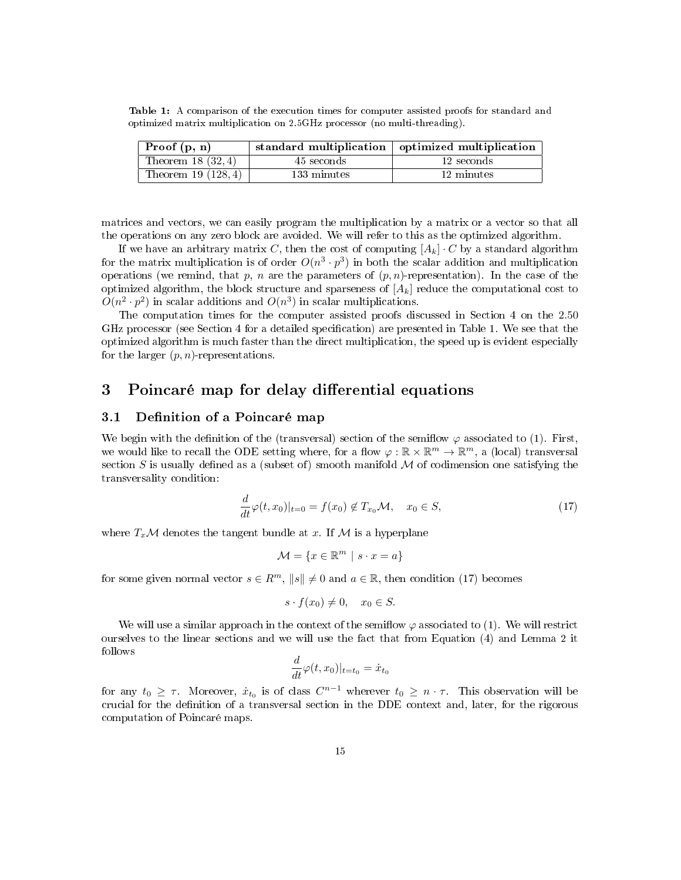**Table 1:** A comparison of the execution times for computer assisted proofs for standard and optimized matrix multiplication on 2.5GHz processor (no multi-threading).

| **Proof (p, n)** | **standard multiplication** | **optimized multiplication** |
|---|---|---|
| Theorem 18 $(32, 4)$ | 45 seconds | 12 seconds |
| Theorem 19 $(128, 4)$ | 133 minutes | 12 minutes |

matrices and vectors, we can easily program the multiplication by a matrix or a vector so that all the operations on any zero block are avoided. We will refer to this as the optimized algorithm.

If we have an arbitrary matrix $C$, then the cost of computing $[A_k] \cdot C$ by a standard algorithm for the matrix multiplication is of order $O(n^3 \cdot p^3)$ in both the scalar addition and multiplication operations (we remind, that $p$, $n$ are the parameters of $(p, n)$-representation). In the case of the optimized algorithm, the block structure and sparseness of $[A_k]$ reduce the computational cost to $O(n^2 \cdot p^2)$ in scalar additions and $O(n^3)$ in scalar multiplications.

The computation times for the computer assisted proofs discussed in Section 4 on the 2.50 GHz processor (see Section 4 for a detailed specification) are presented in Table 1. We see that the optimized algorithm is much faster than the direct multiplication, the speed up is evident especially for the larger $(p, n)$-representations.

# 3 Poincaré map for delay differential equations

## 3.1 Definition of a Poincaré map

We begin with the definition of the (transversal) section of the semiflow $\varphi$ associated to (1). First, we would like to recall the ODE setting where, for a flow $\varphi : \mathbb{R} \times \mathbb{R}^m \to \mathbb{R}^m$, a (local) transversal section $S$ is usually defined as a (subset of) smooth manifold $\mathcal{M}$ of codimension one satisfying the transversality condition:

$$\frac{d}{dt}\varphi(t, x_0)|_{t=0} = f(x_0) \notin T_{x_0}\mathcal{M}, \quad x_0 \in S, \tag{17}$$

where $T_x\mathcal{M}$ denotes the tangent bundle at $x$. If $\mathcal{M}$ is a hyperplane

$$\mathcal{M} = \{x \in \mathbb{R}^m \mid s \cdot x = a\}$$

for some given normal vector $s \in R^m$, $\|s\| \neq 0$ and $a \in \mathbb{R}$, then condition (17) becomes

$$s \cdot f(x_0) \neq 0, \quad x_0 \in S.$$

We will use a similar approach in the context of the semiflow $\varphi$ associated to (1). We will restrict ourselves to the linear sections and we will use the fact that from Equation (4) and Lemma 2 it follows

$$\frac{d}{dt}\varphi(t, x_0)|_{t=t_0} = \dot{x}_{t_0}$$

for any $t_0 \geq \tau$. Moreover, $\dot{x}_{t_0}$ is of class $C^{n-1}$ wherever $t_0 \geq n \cdot \tau$. This observation will be crucial for the definition of a transversal section in the DDE context and, later, for the rigorous computation of Poincaré maps.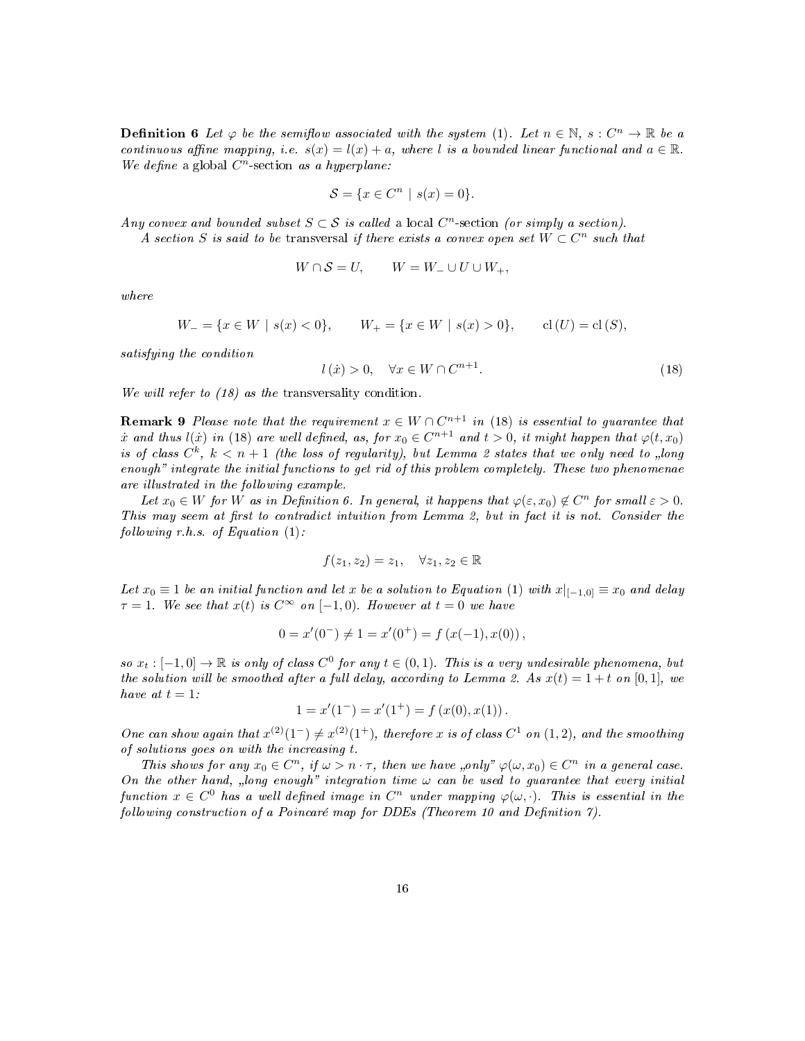**Definition 6** *Let $\varphi$ be the semiflow associated with the system (1). Let $n \in \mathbb{N}$, $s : C^n \to \mathbb{R}$ be a continuous affine mapping, i.e. $s(x) = l(x) + a$, where $l$ is a bounded linear functional and $a \in \mathbb{R}$. We define* a global $C^n$-section *as a hyperplane:*

$$\mathcal{S} = \{x \in C^n \mid s(x) = 0\}.$$

*Any convex and bounded subset $S \subset \mathcal{S}$ is called* a local $C^n$-section *(or simply a section).*

*A section $S$ is said to be* transversal *if there exists a convex open set $W \subset C^n$ such that*

$$W \cap \mathcal{S} = U, \qquad W = W_- \cup U \cup W_+,$$

*where*

$$W_- = \{x \in W \mid s(x) < 0\}, \qquad W_+ = \{x \in W \mid s(x) > 0\}, \qquad \mathrm{cl}\,(U) = \mathrm{cl}\,(S),$$

*satisfying the condition*

$$l\,(\dot{x}) > 0, \quad \forall x \in W \cap C^{n+1}. \tag{18}$$

*We will refer to (18) as the* transversality condition.

**Remark 9** *Please note that the requirement $x \in W \cap C^{n+1}$ in (18) is essential to guarantee that $\dot{x}$ and thus $l(\dot{x})$ in (18) are well defined, as, for $x_0 \in C^{n+1}$ and $t > 0$, it might happen that $\varphi(t, x_0)$ is of class $C^k$, $k < n+1$ (the loss of regularity), but Lemma 2 states that we only need to „long enough" integrate the initial functions to get rid of this problem completely. These two phenomenae are illustrated in the following example.*

*Let $x_0 \in W$ for $W$ as in Definition 6. In general, it happens that $\varphi(\varepsilon, x_0) \notin C^n$ for small $\varepsilon > 0$. This may seem at first to contradict intuition from Lemma 2, but in fact it is not. Consider the following r.h.s. of Equation (1):*

$$f(z_1, z_2) = z_1, \quad \forall z_1, z_2 \in \mathbb{R}$$

*Let $x_0 \equiv 1$ be an initial function and let $x$ be a solution to Equation (1) with $x|_{[-1,0]} \equiv x_0$ and delay $\tau = 1$. We see that $x(t)$ is $C^\infty$ on $[-1, 0)$. However at $t = 0$ we have*

$$0 = x'(0^-) \neq 1 = x'(0^+) = f\left(x(-1), x(0)\right),$$

*so $x_t : [-1, 0] \to \mathbb{R}$ is only of class $C^0$ for any $t \in (0, 1)$. This is a very undesirable phenomena, but the solution will be smoothed after a full delay, according to Lemma 2. As $x(t) = 1 + t$ on $[0, 1]$, we have at $t = 1$:*

$$1 = x'(1^-) = x'(1^+) = f\left(x(0), x(1)\right).$$

*One can show again that $x^{(2)}(1^-) \neq x^{(2)}(1^+)$, therefore $x$ is of class $C^1$ on $(1, 2)$, and the smoothing of solutions goes on with the increasing $t$.*

*This shows for any $x_0 \in C^n$, if $\omega > n \cdot \tau$, then we have „only" $\varphi(\omega, x_0) \in C^n$ in a general case. On the other hand, „long enough" integration time $\omega$ can be used to guarantee that every initial function $x \in C^0$ has a well defined image in $C^n$ under mapping $\varphi(\omega, \cdot)$. This is essential in the following construction of a Poincaré map for DDEs (Theorem 10 and Definition 7).*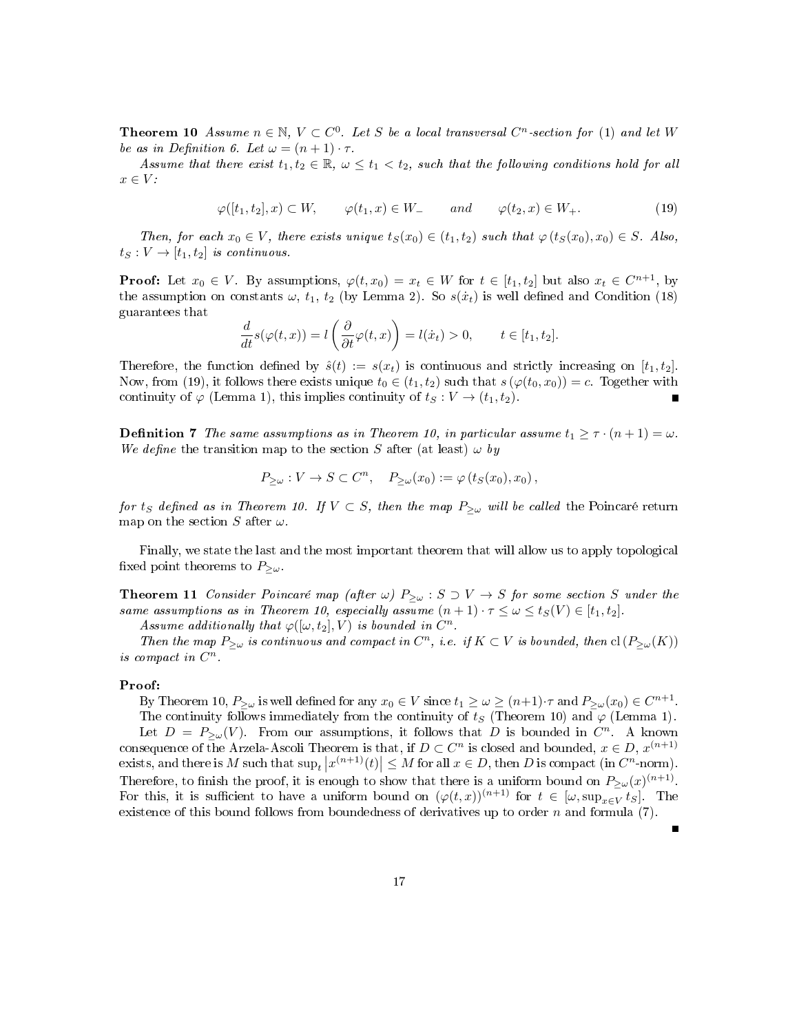**Theorem 10** *Assume $n \in \mathbb{N}$, $V \subset C^0$. Let $S$ be a local transversal $C^n$-section for (1) and let $W$ be as in Definition 6. Let $\omega = (n+1) \cdot \tau$.*

*Assume that there exist $t_1, t_2 \in \mathbb{R}$, $\omega \leq t_1 < t_2$, such that the following conditions hold for all $x \in V$:*

$$\varphi([t_1, t_2], x) \subset W, \qquad \varphi(t_1, x) \in W_- \qquad and \qquad \varphi(t_2, x) \in W_+. \tag{19}$$

*Then, for each $x_0 \in V$, there exists unique $t_S(x_0) \in (t_1, t_2)$ such that $\varphi(t_S(x_0), x_0) \in S$. Also, $t_S : V \to [t_1, t_2]$ is continuous.*

**Proof:** Let $x_0 \in V$. By assumptions, $\varphi(t, x_0) = x_t \in W$ for $t \in [t_1, t_2]$ but also $x_t \in C^{n+1}$, by the assumption on constants $\omega$, $t_1$, $t_2$ (by Lemma 2). So $s(\dot{x}_t)$ is well defined and Condition (18) guarantees that

$$\frac{d}{dt} s(\varphi(t, x)) = l\left(\frac{\partial}{\partial t}\varphi(t, x)\right) = l(\dot{x}_t) > 0, \qquad t \in [t_1, t_2].$$

Therefore, the function defined by $\hat{s}(t) := s(x_t)$ is continuous and strictly increasing on $[t_1, t_2]$. Now, from (19), it follows there exists unique $t_0 \in (t_1, t_2)$ such that $s(\varphi(t_0, x_0)) = c$. Together with continuity of $\varphi$ (Lemma 1), this implies continuity of $t_S : V \to (t_1, t_2)$. ∎

**Definition 7** *The same assumptions as in Theorem 10, in particular assume $t_1 \geq \tau \cdot (n+1) = \omega$. We define* the transition map to the section $S$ after (at least) $\omega$ *by*

$$P_{\geq\omega} : V \to S \subset C^n, \quad P_{\geq\omega}(x_0) := \varphi(t_S(x_0), x_0),$$

*for $t_S$ defined as in Theorem 10. If $V \subset S$, then the map $P_{\geq\omega}$ will be called* the Poincaré return map on the section $S$ after $\omega$.

Finally, we state the last and the most important theorem that will allow us to apply topological fixed point theorems to $P_{\geq\omega}$.

**Theorem 11** *Consider Poincaré map (after $\omega$) $P_{\geq\omega} : S \supset V \to S$ for some section $S$ under the same assumptions as in Theorem 10, especially assume $(n+1) \cdot \tau \leq \omega \leq t_S(V) \in [t_1, t_2]$.*

*Assume additionally that $\varphi([\omega, t_2], V)$ is bounded in $C^n$.*

*Then the map $P_{\geq\omega}$ is continuous and compact in $C^n$, i.e. if $K \subset V$ is bounded, then $\mathrm{cl}\left(P_{\geq\omega}(K)\right)$ is compact in $C^n$.*

**Proof:**

By Theorem 10, $P_{\geq\omega}$ is well defined for any $x_0 \in V$ since $t_1 \geq \omega \geq (n+1)\cdot\tau$ and $P_{\geq\omega}(x_0) \in C^{n+1}$.

The continuity follows immediately from the continuity of $t_S$ (Theorem 10) and $\varphi$ (Lemma 1).

Let $D = P_{\geq\omega}(V)$. From our assumptions, it follows that $D$ is bounded in $C^n$. A known consequence of the Arzela-Ascoli Theorem is that, if $D \subset C^n$ is closed and bounded, $x \in D$, $x^{(n+1)}$ exists, and there is $M$ such that $\sup_t \left|x^{(n+1)}(t)\right| \leq M$ for all $x \in D$, then $D$ is compact (in $C^n$-norm). Therefore, to finish the proof, it is enough to show that there is a uniform bound on $P_{\geq\omega}(x)^{(n+1)}$. For this, it is sufficient to have a uniform bound on $(\varphi(t, x))^{(n+1)}$ for $t \in [\omega, \sup_{x \in V} t_S]$. The existence of this bound follows from boundedness of derivatives up to order $n$ and formula (7).

∎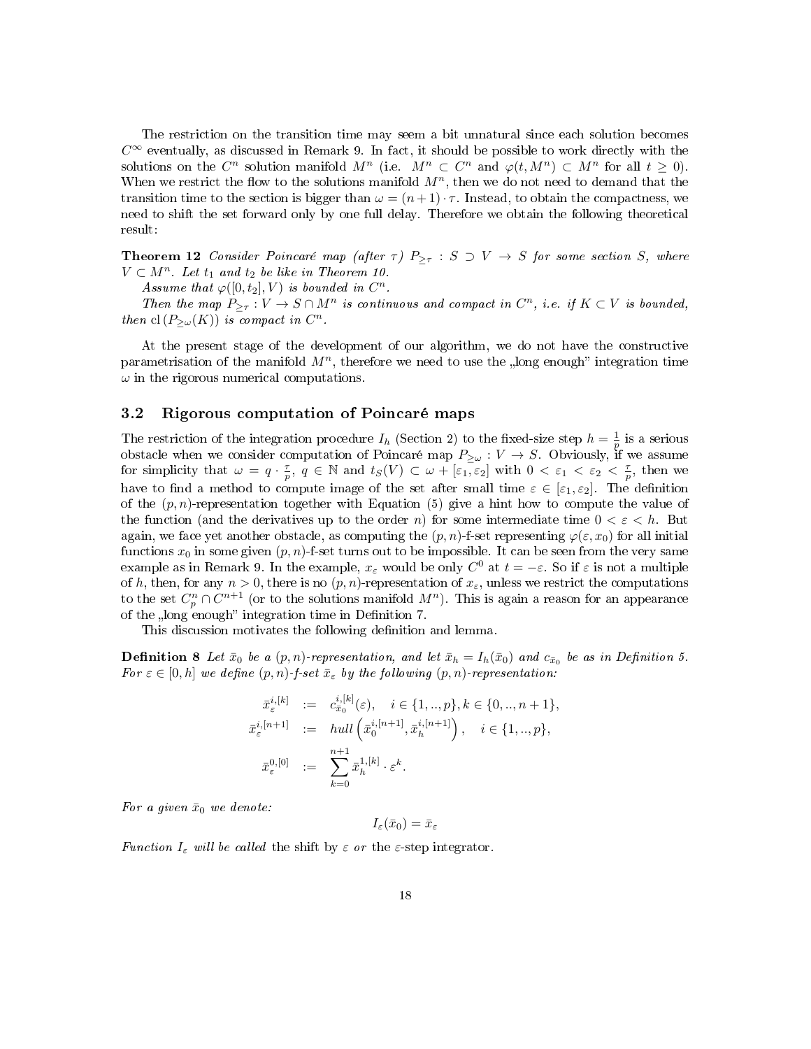The restriction on the transition time may seem a bit unnatural since each solution becomes $C^\infty$ eventually, as discussed in Remark 9. In fact, it should be possible to work directly with the solutions on the $C^n$ solution manifold $M^n$ (i.e. $M^n \subset C^n$ and $\varphi(t, M^n) \subset M^n$ for all $t \geq 0$). When we restrict the flow to the solutions manifold $M^n$, then we do not need to demand that the transition time to the section is bigger than $\omega = (n+1) \cdot \tau$. Instead, to obtain the compactness, we need to shift the set forward only by one full delay. Therefore we obtain the following theoretical result:

**Theorem 12** *Consider Poincaré map (after $\tau$) $P_{\geq \tau} : S \supset V \to S$ for some section $S$, where $V \subset M^n$. Let $t_1$ and $t_2$ be like in Theorem 10.*

*Assume that $\varphi([0, t_2], V)$ is bounded in $C^n$.*

*Then the map $P_{\geq \tau} : V \to S \cap M^n$ is continuous and compact in $C^n$, i.e. if $K \subset V$ is bounded, then $\mathrm{cl}\,(P_{\geq \omega}(K))$ is compact in $C^n$.*

At the present stage of the development of our algorithm, we do not have the constructive parametrisation of the manifold $M^n$, therefore we need to use the „long enough" integration time $\omega$ in the rigorous numerical computations.

## 3.2 Rigorous computation of Poincaré maps

The restriction of the integration procedure $I_h$ (Section 2) to the fixed-size step $h = \frac{1}{p}$ is a serious obstacle when we consider computation of Poincaré map $P_{\geq \omega} : V \to S$. Obviously, if we assume for simplicity that $\omega = q \cdot \frac{\tau}{p}$, $q \in \mathbb{N}$ and $t_S(V) \subset \omega + [\varepsilon_1, \varepsilon_2]$ with $0 < \varepsilon_1 < \varepsilon_2 < \frac{\tau}{p}$, then we have to find a method to compute image of the set after small time $\varepsilon \in [\varepsilon_1, \varepsilon_2]$. The definition of the $(p, n)$-representation together with Equation (5) give a hint how to compute the value of the function (and the derivatives up to the order $n$) for some intermediate time $0 < \varepsilon < h$. But again, we face yet another obstacle, as computing the $(p, n)$-f-set representing $\varphi(\varepsilon, x_0)$ for all initial functions $x_0$ in some given $(p, n)$-f-set turns out to be impossible. It can be seen from the very same example as in Remark 9. In the example, $x_\varepsilon$ would be only $C^0$ at $t = -\varepsilon$. So if $\varepsilon$ is not a multiple of $h$, then, for any $n > 0$, there is no $(p, n)$-representation of $x_\varepsilon$, unless we restrict the computations to the set $C^n_p \cap C^{n+1}$ (or to the solutions manifold $M^n$). This is again a reason for an appearance of the „long enough" integration time in Definition 7.

This discussion motivates the following definition and lemma.

**Definition 8** *Let $\bar{x}_0$ be a $(p, n)$-representation, and let $\bar{x}_h = I_h(\bar{x}_0)$ and $c_{\bar{x}_0}$ be as in Definition 5. For $\varepsilon \in [0, h]$ we define $(p, n)$-f-set $\bar{x}_\varepsilon$ by the following $(p, n)$-representation:*

$$
\begin{aligned}
\bar{x}_\varepsilon^{i,[k]} &:= c_{\bar{x}_0}^{i,[k]}(\varepsilon), \quad i \in \{1, .., p\}, k \in \{0, .., n+1\}, \\
\bar{x}_\varepsilon^{i,[n+1]} &:= hull\left(\bar{x}_0^{i,[n+1]}, \bar{x}_h^{i,[n+1]}\right), \quad i \in \{1, .., p\}, \\
\bar{x}_\varepsilon^{0,[0]} &:= \sum_{k=0}^{n+1} \bar{x}_h^{1,[k]} \cdot \varepsilon^k.
\end{aligned}
$$

*For a given $\bar{x}_0$ we denote:*

$$
I_\varepsilon(\bar{x}_0) = \bar{x}_\varepsilon
$$

*Function $I_\varepsilon$ will be called* the shift by $\varepsilon$ *or* the $\varepsilon$-step integrator.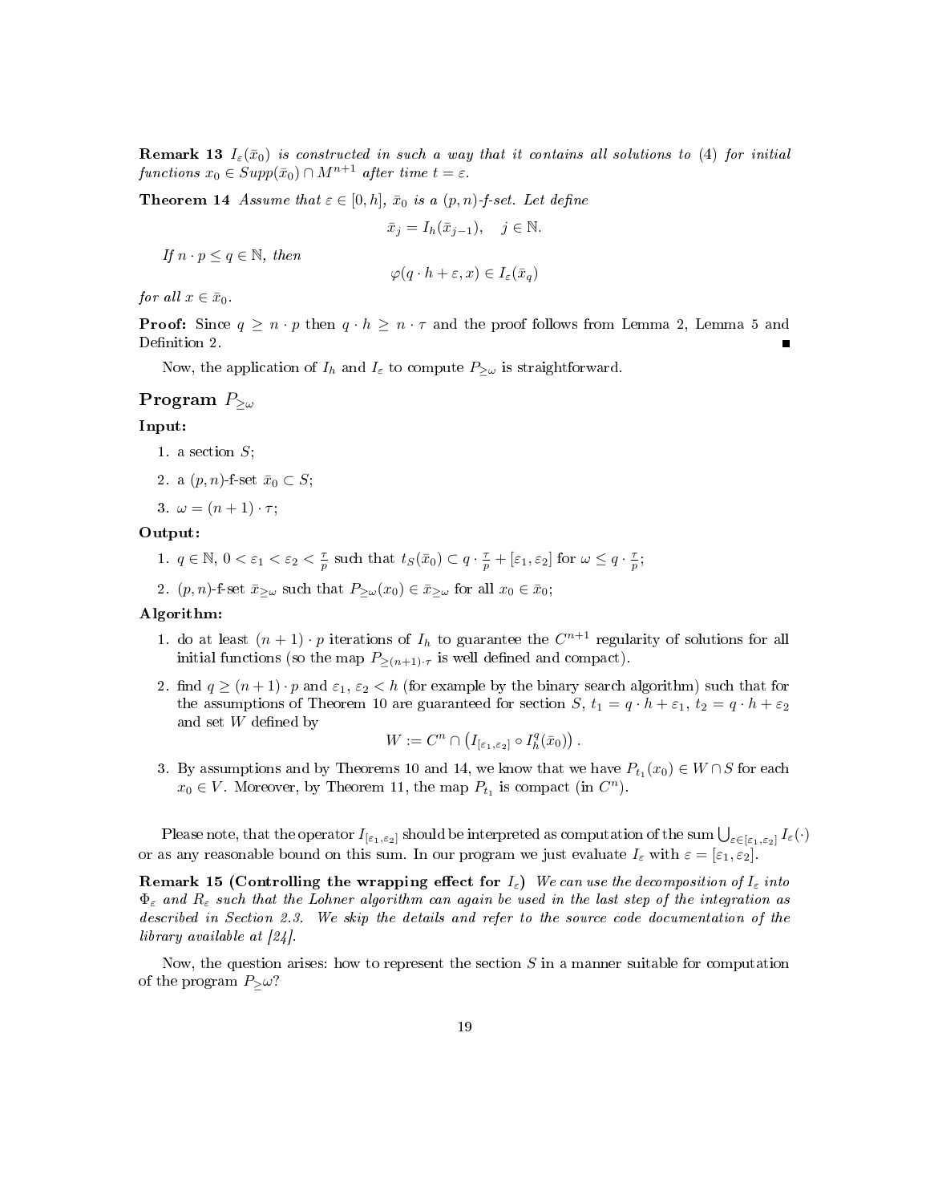**Remark 13** *$I_\varepsilon(\bar{x}_0)$ is constructed in such a way that it contains all solutions to (4) for initial functions $x_0 \in Supp(\bar{x}_0) \cap M^{n+1}$ after time $t = \varepsilon$.*

**Theorem 14** *Assume that $\varepsilon \in [0, h]$, $\bar{x}_0$ is a $(p, n)$-f-set. Let define*

$$\bar{x}_j = I_h(\bar{x}_{j-1}), \quad j \in \mathbb{N}.$$

*If $n \cdot p \leq q \in \mathbb{N}$, then*

$$\varphi(q \cdot h + \varepsilon, x) \in I_\varepsilon(\bar{x}_q)$$

*for all $x \in \bar{x}_0$.*

**Proof:** Since $q \geq n \cdot p$ then $q \cdot h \geq n \cdot \tau$ and the proof follows from Lemma 2, Lemma 5 and Definition 2. ∎

Now, the application of $I_h$ and $I_\varepsilon$ to compute $P_{\geq\omega}$ is straightforward.

## Program $P_{\geq\omega}$

**Input:**

1. a section $S$;
2. a $(p, n)$-f-set $\bar{x}_0 \subset S$;
3. $\omega = (n + 1) \cdot \tau$;

**Output:**

1. $q \in \mathbb{N}$, $0 < \varepsilon_1 < \varepsilon_2 < \frac{\tau}{p}$ such that $t_S(\bar{x}_0) \subset q \cdot \frac{\tau}{p} + [\varepsilon_1, \varepsilon_2]$ for $\omega \leq q \cdot \frac{\tau}{p}$;
2. $(p, n)$-f-set $\bar{x}_{\geq\omega}$ such that $P_{\geq\omega}(x_0) \in \bar{x}_{\geq\omega}$ for all $x_0 \in \bar{x}_0$;

**Algorithm:**

1. do at least $(n + 1) \cdot p$ iterations of $I_h$ to guarantee the $C^{n+1}$ regularity of solutions for all initial functions (so the map $P_{\geq(n+1)\cdot\tau}$ is well defined and compact).
2. find $q \geq (n + 1) \cdot p$ and $\varepsilon_1$, $\varepsilon_2 < h$ (for example by the binary search algorithm) such that for the assumptions of Theorem 10 are guaranteed for section $S$, $t_1 = q \cdot h + \varepsilon_1$, $t_2 = q \cdot h + \varepsilon_2$ and set $W$ defined by
$$W := C^n \cap \left(I_{[\varepsilon_1,\varepsilon_2]} \circ I_h^q(\bar{x}_0)\right).$$
3. By assumptions and by Theorems 10 and 14, we know that we have $P_{t_1}(x_0) \in W \cap S$ for each $x_0 \in V$. Moreover, by Theorem 11, the map $P_{t_1}$ is compact (in $C^n$).

Please note, that the operator $I_{[\varepsilon_1,\varepsilon_2]}$ should be interpreted as computation of the sum $\bigcup_{\varepsilon\in[\varepsilon_1,\varepsilon_2]} I_\varepsilon(\cdot)$ or as any reasonable bound on this sum. In our program we just evaluate $I_\varepsilon$ with $\varepsilon = [\varepsilon_1, \varepsilon_2]$.

**Remark 15 (Controlling the wrapping effect for $I_\varepsilon$)** *We can use the decomposition of $I_\varepsilon$ into $\Phi_\varepsilon$ and $R_\varepsilon$ such that the Lohner algorithm can again be used in the last step of the integration as described in Section 2.3. We skip the details and refer to the source code documentation of the library available at [24].*

Now, the question arises: how to represent the section $S$ in a manner suitable for computation of the program $P_{\geq}\omega$?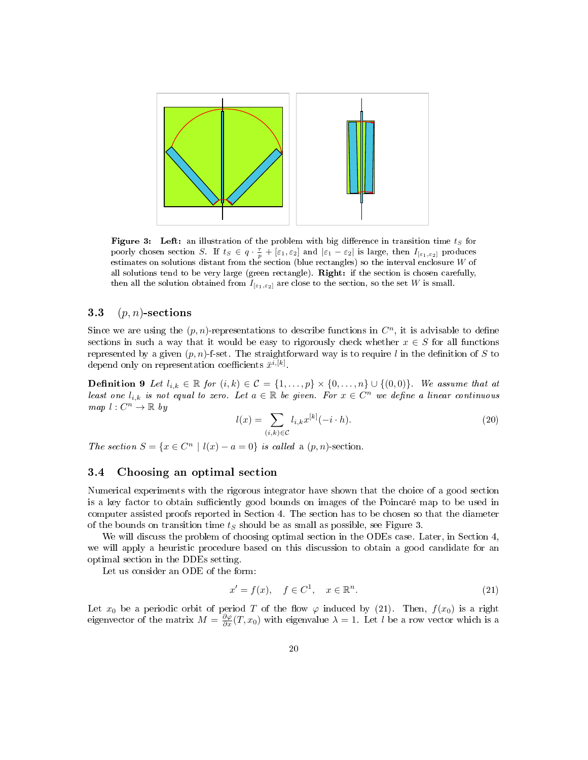**Figure 3: Left:** an illustration of the problem with big difference in transition time $t_S$ for poorly chosen section $S$. If $t_S \in q \cdot \frac{\tau}{p} + [\varepsilon_1, \varepsilon_2]$ and $|\varepsilon_1 - \varepsilon_2|$ is large, then $I_{[\varepsilon_1,\varepsilon_2]}$ produces estimates on solutions distant from the section (blue rectangles) so the interval enclosure $W$ of all solutions tend to be very large (green rectangle). **Right:** if the section is chosen carefully, then all the solution obtained from $I_{[\varepsilon_1,\varepsilon_2]}$ are close to the section, so the set $W$ is small.

### 3.3 $(p, n)$-sections

Since we are using the $(p, n)$-representations to describe functions in $C^n$, it is advisable to define sections in such a way that it would be easy to rigorously check whether $x \in S$ for all functions represented by a given $(p, n)$-f-set. The straightforward way is to require $l$ in the definition of $S$ to depend only on representation coefficients $\bar{x}^{i,[k]}$.

**Definition 9** *Let $l_{i,k} \in \mathbb{R}$ for $(i, k) \in \mathcal{C} = \{1, \ldots, p\} \times \{0, \ldots, n\} \cup \{(0, 0)\}$. We assume that at least one $l_{i,k}$ is not equal to zero. Let $a \in \mathbb{R}$ be given. For $x \in C^n$ we define a linear continuous map $l : C^n \to \mathbb{R}$ by*

$$l(x) = \sum_{(i,k)\in\mathcal{C}} l_{i,k} x^{[k]}(-i \cdot h). \tag{20}$$

*The section $S = \{x \in C^n \mid l(x) - a = 0\}$ is called* a $(p, n)$-section.

### 3.4 Choosing an optimal section

Numerical experiments with the rigorous integrator have shown that the choice of a good section is a key factor to obtain sufficiently good bounds on images of the Poincaré map to be used in computer assisted proofs reported in Section 4. The section has to be chosen so that the diameter of the bounds on transition time $t_S$ should be as small as possible, see Figure 3.

We will discuss the problem of choosing optimal section in the ODEs case. Later, in Section 4, we will apply a heuristic procedure based on this discussion to obtain a good candidate for an optimal section in the DDEs setting.

Let us consider an ODE of the form:

$$x' = f(x), \quad f \in C^1, \quad x \in \mathbb{R}^n. \tag{21}$$

Let $x_0$ be a periodic orbit of period $T$ of the flow $\varphi$ induced by (21). Then, $f(x_0)$ is a right eigenvector of the matrix $M = \frac{\partial \varphi}{\partial x}(T, x_0)$ with eigenvalue $\lambda = 1$. Let $l$ be a row vector which is a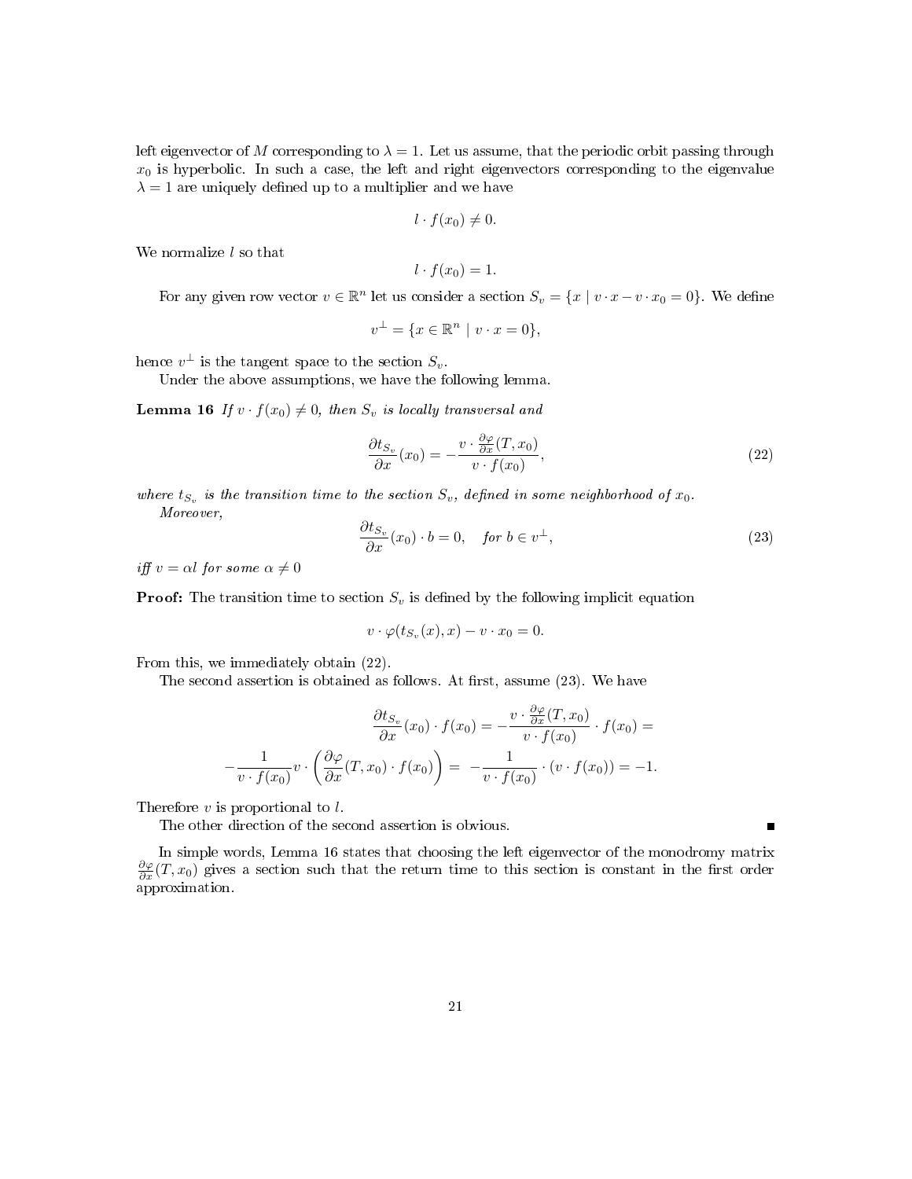left eigenvector of $M$ corresponding to $\lambda = 1$. Let us assume, that the periodic orbit passing through $x_0$ is hyperbolic. In such a case, the left and right eigenvectors corresponding to the eigenvalue $\lambda = 1$ are uniquely defined up to a multiplier and we have

$$l \cdot f(x_0) \neq 0.$$

We normalize $l$ so that

$$l \cdot f(x_0) = 1.$$

For any given row vector $v \in \mathbb{R}^n$ let us consider a section $S_v = \{x \mid v \cdot x - v \cdot x_0 = 0\}$. We define

$$v^{\perp} = \{x \in \mathbb{R}^n \mid v \cdot x = 0\},$$

hence $v^{\perp}$ is the tangent space to the section $S_v$.

Under the above assumptions, we have the following lemma.

**Lemma 16** *If $v \cdot f(x_0) \neq 0$, then $S_v$ is locally transversal and*

$$\frac{\partial t_{S_v}}{\partial x}(x_0) = -\frac{v \cdot \frac{\partial \varphi}{\partial x}(T, x_0)}{v \cdot f(x_0)}, \tag{22}$$

*where $t_{S_v}$ is the transition time to the section $S_v$, defined in some neighborhood of $x_0$.*

*Moreover,*

$$\frac{\partial t_{S_v}}{\partial x}(x_0) \cdot b = 0, \quad \text{for } b \in v^{\perp}, \tag{23}$$

*iff $v = \alpha l$ for some $\alpha \neq 0$*

**Proof:** The transition time to section $S_v$ is defined by the following implicit equation

$$v \cdot \varphi(t_{S_v}(x), x) - v \cdot x_0 = 0.$$

From this, we immediately obtain (22).

The second assertion is obtained as follows. At first, assume (23). We have

$$\frac{\partial t_{S_v}}{\partial x}(x_0) \cdot f(x_0) = -\frac{v \cdot \frac{\partial \varphi}{\partial x}(T, x_0)}{v \cdot f(x_0)} \cdot f(x_0) =$$

$$-\frac{1}{v \cdot f(x_0)} v \cdot \left( \frac{\partial \varphi}{\partial x}(T, x_0) \cdot f(x_0) \right) = -\frac{1}{v \cdot f(x_0)} \cdot (v \cdot f(x_0)) = -1.$$

Therefore $v$ is proportional to $l$.

The other direction of the second assertion is obvious. ∎

In simple words, Lemma 16 states that choosing the left eigenvector of the monodromy matrix $\frac{\partial \varphi}{\partial x}(T, x_0)$ gives a section such that the return time to this section is constant in the first order approximation.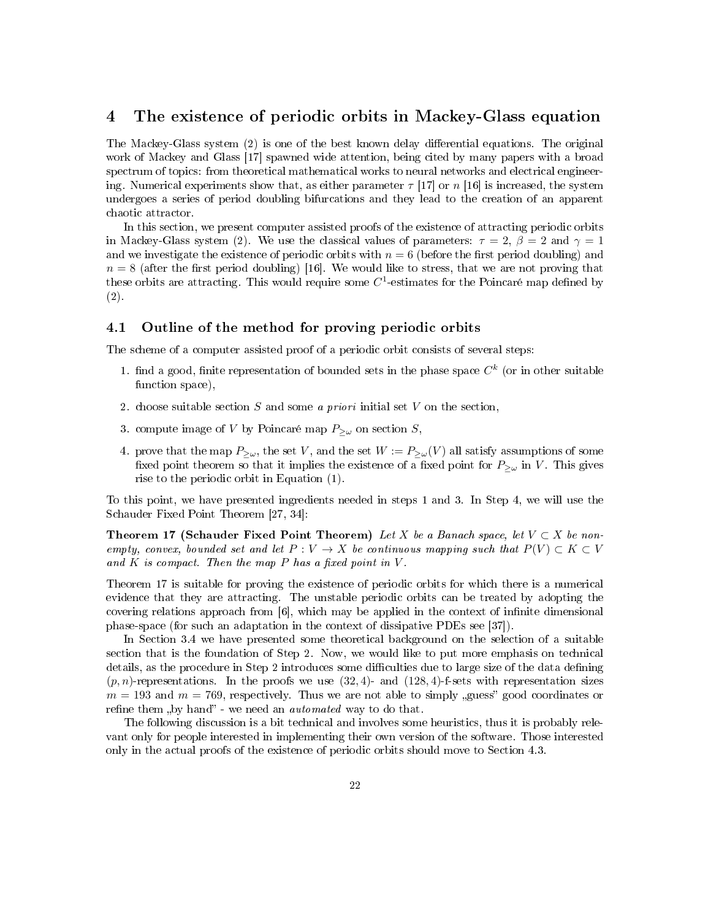# 4 The existence of periodic orbits in Mackey-Glass equation

The Mackey-Glass system (2) is one of the best known delay differential equations. The original work of Mackey and Glass [17] spawned wide attention, being cited by many papers with a broad spectrum of topics: from theoretical mathematical works to neural networks and electrical engineering. Numerical experiments show that, as either parameter $\tau$ [17] or $n$ [16] is increased, the system undergoes a series of period doubling bifurcations and they lead to the creation of an apparent chaotic attractor.

In this section, we present computer assisted proofs of the existence of attracting periodic orbits in Mackey-Glass system (2). We use the classical values of parameters: $\tau = 2$, $\beta = 2$ and $\gamma = 1$ and we investigate the existence of periodic orbits with $n = 6$ (before the first period doubling) and $n = 8$ (after the first period doubling) [16]. We would like to stress, that we are not proving that these orbits are attracting. This would require some $C^1$-estimates for the Poincaré map defined by (2).

## 4.1 Outline of the method for proving periodic orbits

The scheme of a computer assisted proof of a periodic orbit consists of several steps:

1. find a good, finite representation of bounded sets in the phase space $C^k$ (or in other suitable function space),
2. choose suitable section $S$ and some *a priori* initial set $V$ on the section,
3. compute image of $V$ by Poincaré map $P_{\geq\omega}$ on section $S$,
4. prove that the map $P_{\geq\omega}$, the set $V$, and the set $W := P_{\geq\omega}(V)$ all satisfy assumptions of some fixed point theorem so that it implies the existence of a fixed point for $P_{\geq\omega}$ in $V$. This gives rise to the periodic orbit in Equation (1).

To this point, we have presented ingredients needed in steps 1 and 3. In Step 4, we will use the Schauder Fixed Point Theorem [27, 34]:

**Theorem 17 (Schauder Fixed Point Theorem)** *Let $X$ be a Banach space, let $V \subset X$ be non-empty, convex, bounded set and let $P : V \to X$ be continuous mapping such that $P(V) \subset K \subset V$ and $K$ is compact. Then the map $P$ has a fixed point in $V$.*

Theorem 17 is suitable for proving the existence of periodic orbits for which there is a numerical evidence that they are attracting. The unstable periodic orbits can be treated by adopting the covering relations approach from [6], which may be applied in the context of infinite dimensional phase-space (for such an adaptation in the context of dissipative PDEs see [37]).

In Section 3.4 we have presented some theoretical background on the selection of a suitable section that is the foundation of Step 2. Now, we would like to put more emphasis on technical details, as the procedure in Step 2 introduces some difficulties due to large size of the data defining $(p, n)$-representations. In the proofs we use $(32, 4)$- and $(128, 4)$-f-sets with representation sizes $m = 193$ and $m = 769$, respectively. Thus we are not able to simply „guess" good coordinates or refine them „by hand" - we need an *automated* way to do that.

The following discussion is a bit technical and involves some heuristics, thus it is probably relevant only for people interested in implementing their own version of the software. Those interested only in the actual proofs of the existence of periodic orbits should move to Section 4.3.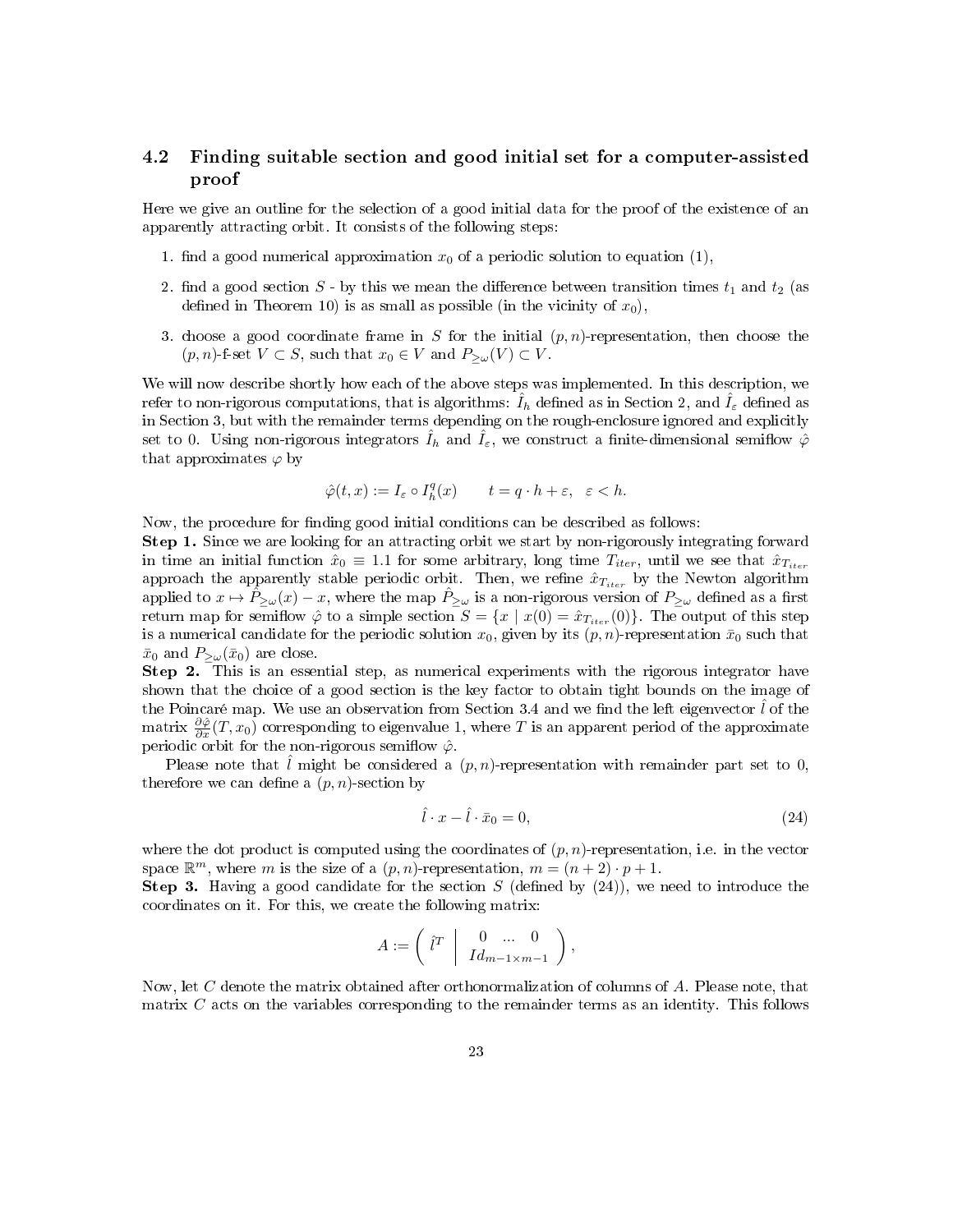### 4.2 Finding suitable section and good initial set for a computer-assisted proof

Here we give an outline for the selection of a good initial data for the proof of the existence of an apparently attracting orbit. It consists of the following steps:

1. find a good numerical approximation $x_0$ of a periodic solution to equation (1),
2. find a good section $S$ - by this we mean the difference between transition times $t_1$ and $t_2$ (as defined in Theorem 10) is as small as possible (in the vicinity of $x_0$),
3. choose a good coordinate frame in $S$ for the initial $(p,n)$-representation, then choose the $(p,n)$-f-set $V \subset S$, such that $x_0 \in V$ and $P_{\geq\omega}(V) \subset V$.

We will now describe shortly how each of the above steps was implemented. In this description, we refer to non-rigorous computations, that is algorithms: $\hat{I}_h$ defined as in Section 2, and $\hat{I}_\varepsilon$ defined as in Section 3, but with the remainder terms depending on the rough-enclosure ignored and explicitly set to 0. Using non-rigorous integrators $\hat{I}_h$ and $\hat{I}_\varepsilon$, we construct a finite-dimensional semiflow $\hat{\varphi}$ that approximates $\varphi$ by

$$\hat{\varphi}(t,x) := I_\varepsilon \circ I_h^q(x) \qquad t = q \cdot h + \varepsilon, \quad \varepsilon < h.$$

Now, the procedure for finding good initial conditions can be described as follows:

**Step 1.** Since we are looking for an attracting orbit we start by non-rigorously integrating forward in time an initial function $\hat{x}_0 \equiv 1.1$ for some arbitrary, long time $T_{iter}$, until we see that $\hat{x}_{T_{iter}}$ approach the apparently stable periodic orbit. Then, we refine $\hat{x}_{T_{iter}}$ by the Newton algorithm applied to $x \mapsto \hat{P}_{\geq\omega}(x) - x$, where the map $\hat{P}_{\geq\omega}$ is a non-rigorous version of $P_{\geq\omega}$ defined as a first return map for semiflow $\hat{\varphi}$ to a simple section $S = \{x \mid x(0) = \hat{x}_{T_{iter}}(0)\}$. The output of this step is a numerical candidate for the periodic solution $x_0$, given by its $(p,n)$-representation $\bar{x}_0$ such that $\bar{x}_0$ and $P_{\geq\omega}(\bar{x}_0)$ are close.

**Step 2.** This is an essential step, as numerical experiments with the rigorous integrator have shown that the choice of a good section is the key factor to obtain tight bounds on the image of the Poincaré map. We use an observation from Section 3.4 and we find the left eigenvector $\hat{l}$ of the matrix $\frac{\partial \hat{\varphi}}{\partial x}(T, x_0)$ corresponding to eigenvalue 1, where $T$ is an apparent period of the approximate periodic orbit for the non-rigorous semiflow $\hat{\varphi}$.

Please note that $\hat{l}$ might be considered a $(p,n)$-representation with remainder part set to 0, therefore we can define a $(p,n)$-section by

$$\hat{l} \cdot x - \hat{l} \cdot \bar{x}_0 = 0, \tag{24}$$

where the dot product is computed using the coordinates of $(p,n)$-representation, i.e. in the vector space $\mathbb{R}^m$, where $m$ is the size of a $(p,n)$-representation, $m = (n+2) \cdot p + 1$.

**Step 3.** Having a good candidate for the section $S$ (defined by (24)), we need to introduce the coordinates on it. For this, we create the following matrix:

$$A := \left( \begin{array}{c|c} \hat{l}^T & \begin{array}{ccc} 0 & \ldots & 0 \\ & Id_{m-1 \times m-1} & \end{array} \end{array} \right),$$

Now, let $C$ denote the matrix obtained after orthonormalization of columns of $A$. Please note, that matrix $C$ acts on the variables corresponding to the remainder terms as an identity. This follows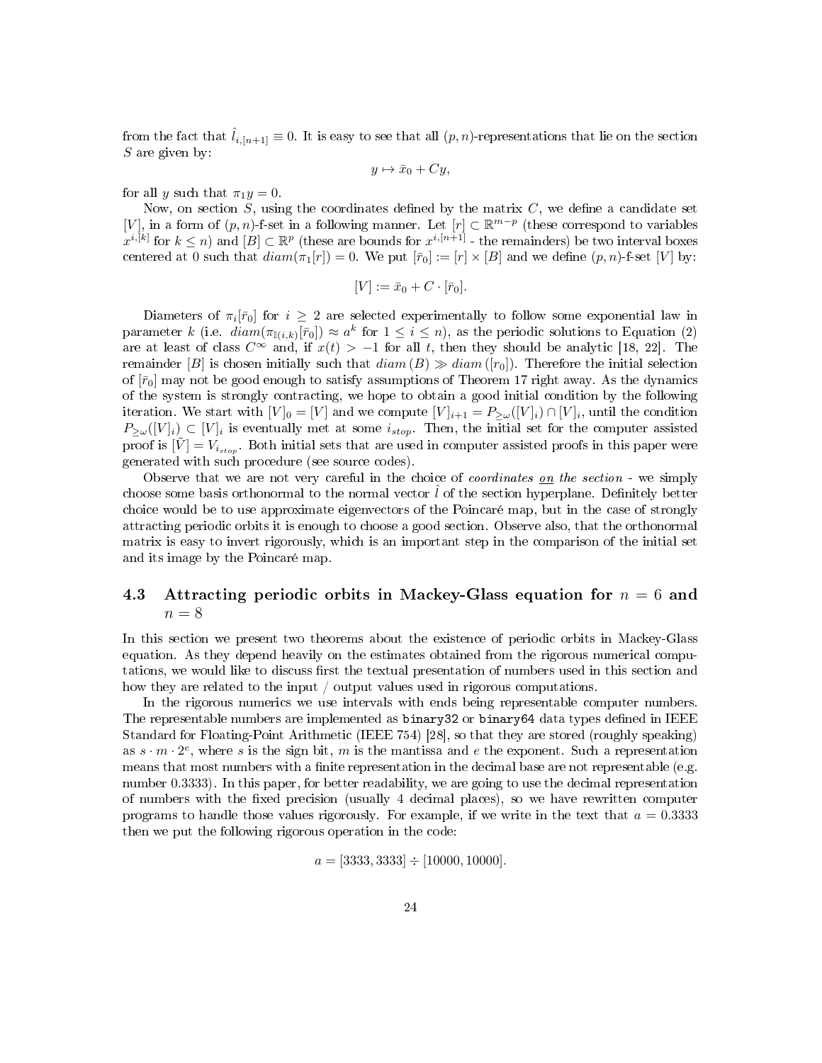from the fact that $\hat{l}_{i,[n+1]} \equiv 0$. It is easy to see that all $(p, n)$-representations that lie on the section $S$ are given by:

$$y \mapsto \bar{x}_0 + Cy,$$

for all $y$ such that $\pi_1 y = 0$.

Now, on section $S$, using the coordinates defined by the matrix $C$, we define a candidate set $[V]$, in a form of $(p, n)$-f-set in a following manner. Let $[r] \subset \mathbb{R}^{m-p}$ (these correspond to variables $x^{i,[k]}$ for $k \leq n$) and $[B] \subset \mathbb{R}^p$ (these are bounds for $x^{i,[n+1]}$ - the remainders) be two interval boxes centered at 0 such that $diam(\pi_1[r]) = 0$. We put $[\bar{r}_0] := [r] \times [B]$ and we define $(p, n)$-f-set $[V]$ by:

$$[V] := \bar{x}_0 + C \cdot [\bar{r}_0].$$

Diameters of $\pi_i[\bar{r}_0]$ for $i \geq 2$ are selected experimentally to follow some exponential law in parameter $k$ (i.e. $diam(\pi_{\mathbb{I}(i,k)}[\bar{r}_0]) \approx a^k$ for $1 \leq i \leq n$), as the periodic solutions to Equation (2) are at least of class $C^\infty$ and, if $x(t) > -1$ for all $t$, then they should be analytic [18, 22]. The remainder $[B]$ is chosen initially such that $diam\,(B) \gg diam\,([r_0])$. Therefore the initial selection of $[\bar{r}_0]$ may not be good enough to satisfy assumptions of Theorem 17 right away. As the dynamics of the system is strongly contracting, we hope to obtain a good initial condition by the following iteration. We start with $[V]_0 = [V]$ and we compute $[V]_{i+1} = P_{\geq\omega}([V]_i) \cap [V]_i$, until the condition $P_{\geq\omega}([V]_i) \subset [V]_i$ is eventually met at some $i_{stop}$. Then, the initial set for the computer assisted proof is $[\tilde{V}] = V_{i_{stop}}$. Both initial sets that are used in computer assisted proofs in this paper were generated with such procedure (see source codes).

Observe that we are not very careful in the choice of *coordinates <u>on</u> the section* - we simply choose some basis orthonormal to the normal vector $\hat{l}$ of the section hyperplane. Definitely better choice would be to use approximate eigenvectors of the Poincaré map, but in the case of strongly attracting periodic orbits it is enough to choose a good section. Observe also, that the orthonormal matrix is easy to invert rigorously, which is an important step in the comparison of the initial set and its image by the Poincaré map.

### 4.3 Attracting periodic orbits in Mackey-Glass equation for $n = 6$ and $n = 8$

In this section we present two theorems about the existence of periodic orbits in Mackey-Glass equation. As they depend heavily on the estimates obtained from the rigorous numerical computations, we would like to discuss first the textual presentation of numbers used in this section and how they are related to the input / output values used in rigorous computations.

In the rigorous numerics we use intervals with ends being representable computer numbers. The representable numbers are implemented as `binary32` or `binary64` data types defined in IEEE Standard for Floating-Point Arithmetic (IEEE 754) [28], so that they are stored (roughly speaking) as $s \cdot m \cdot 2^e$, where $s$ is the sign bit, $m$ is the mantissa and $e$ the exponent. Such a representation means that most numbers with a finite representation in the decimal base are not representable (e.g. number 0.3333). In this paper, for better readability, we are going to use the decimal representation of numbers with the fixed precision (usually 4 decimal places), so we have rewritten computer programs to handle those values rigorously. For example, if we write in the text that $a = 0.3333$ then we put the following rigorous operation in the code:

$$a = [3333, 3333] \div [10000, 10000].$$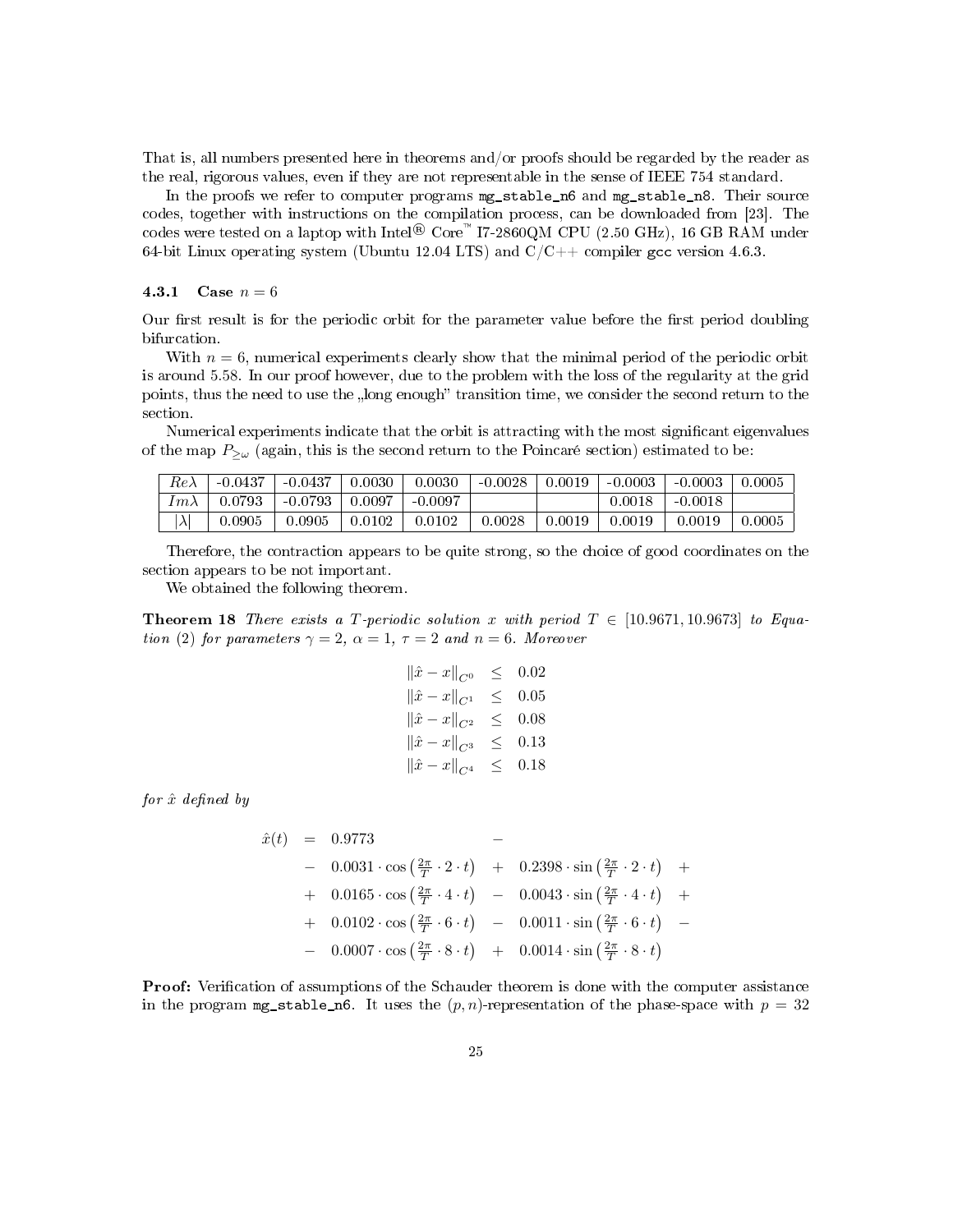That is, all numbers presented here in theorems and/or proofs should be regarded by the reader as the real, rigorous values, even if they are not representable in the sense of IEEE 754 standard.

In the proofs we refer to computer programs `mg_stable_n6` and `mg_stable_n8`. Their source codes, together with instructions on the compilation process, can be downloaded from [23]. The codes were tested on a laptop with Intel® Core™ I7-2860QM CPU (2.50 GHz), 16 GB RAM under 64-bit Linux operating system (Ubuntu 12.04 LTS) and C/C++ compiler gcc version 4.6.3.

#### 4.3.1 Case $n = 6$

Our first result is for the periodic orbit for the parameter value before the first period doubling bifurcation.

With $n = 6$, numerical experiments clearly show that the minimal period of the periodic orbit is around 5.58. In our proof however, due to the problem with the loss of the regularity at the grid points, thus the need to use the „long enough" transition time, we consider the second return to the section.

Numerical experiments indicate that the orbit is attracting with the most significant eigenvalues of the map $P_{\geq\omega}$ (again, this is the second return to the Poincaré section) estimated to be:

| $Re\lambda$ | -0.0437 | -0.0437 | 0.0030 | 0.0030 | -0.0028 | 0.0019 | -0.0003 | -0.0003 | 0.0005 |
|---|---|---|---|---|---|---|---|---|---|
| $Im\lambda$ | 0.0793 | -0.0793 | 0.0097 | -0.0097 | | | 0.0018 | -0.0018 | |
| $\lvert\lambda\rvert$ | 0.0905 | 0.0905 | 0.0102 | 0.0102 | 0.0028 | 0.0019 | 0.0019 | 0.0019 | 0.0005 |

Therefore, the contraction appears to be quite strong, so the choice of good coordinates on the section appears to be not important.

We obtained the following theorem.

**Theorem 18** *There exists a $T$-periodic solution $x$ with period $T \in [10.9671, 10.9673]$ to Equation (2) for parameters $\gamma = 2$, $\alpha = 1$, $\tau = 2$ and $n = 6$. Moreover*

$$
\begin{aligned}
\|\hat{x} - x\|_{C^0} &\leq 0.02 \\
\|\hat{x} - x\|_{C^1} &\leq 0.05 \\
\|\hat{x} - x\|_{C^2} &\leq 0.08 \\
\|\hat{x} - x\|_{C^3} &\leq 0.13 \\
\|\hat{x} - x\|_{C^4} &\leq 0.18
\end{aligned}
$$

*for $\hat{x}$ defined by*

$$
\begin{aligned}
\hat{x}(t) = \; & 0.9773 & & - \\
& - \; 0.0031 \cdot \cos\left(\tfrac{2\pi}{T} \cdot 2 \cdot t\right) & + \; 0.2398 \cdot \sin\left(\tfrac{2\pi}{T} \cdot 2 \cdot t\right) & \; + \\
& + \; 0.0165 \cdot \cos\left(\tfrac{2\pi}{T} \cdot 4 \cdot t\right) & - \; 0.0043 \cdot \sin\left(\tfrac{2\pi}{T} \cdot 4 \cdot t\right) & \; + \\
& + \; 0.0102 \cdot \cos\left(\tfrac{2\pi}{T} \cdot 6 \cdot t\right) & - \; 0.0011 \cdot \sin\left(\tfrac{2\pi}{T} \cdot 6 \cdot t\right) & \; - \\
& - \; 0.0007 \cdot \cos\left(\tfrac{2\pi}{T} \cdot 8 \cdot t\right) & + \; 0.0014 \cdot \sin\left(\tfrac{2\pi}{T} \cdot 8 \cdot t\right) &
\end{aligned}
$$

**Proof:** Verification of assumptions of the Schauder theorem is done with the computer assistance in the program `mg_stable_n6`. It uses the $(p, n)$-representation of the phase-space with $p = 32$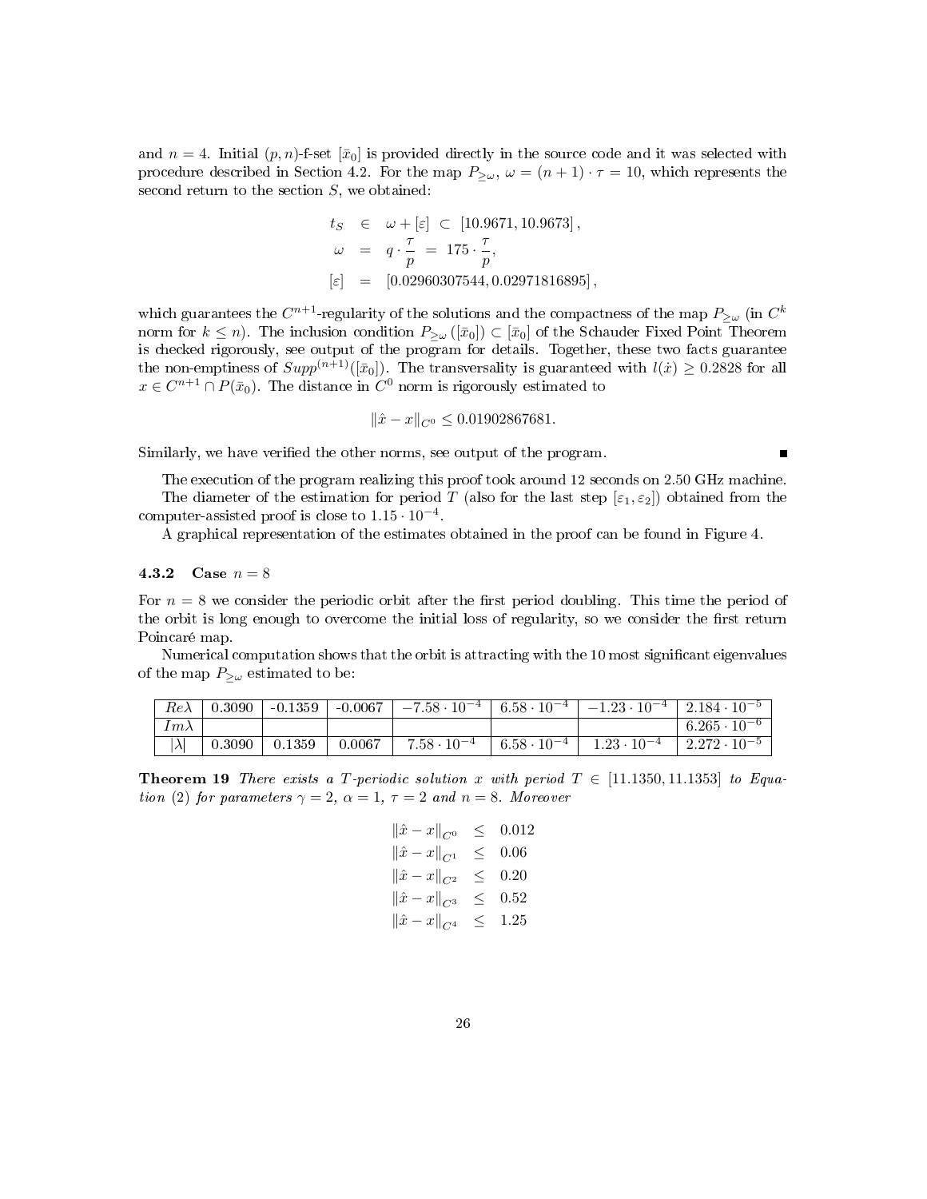and $n = 4$. Initial $(p, n)$-f-set $[\bar{x}_0]$ is provided directly in the source code and it was selected with procedure described in Section 4.2. For the map $P_{\geq\omega}$, $\omega = (n+1)\cdot\tau = 10$, which represents the second return to the section $S$, we obtained:

$$
\begin{aligned}
t_S &\in \omega + [\varepsilon] \subset [10.9671, 10.9673], \\
\omega &= q \cdot \frac{\tau}{p} = 175 \cdot \frac{\tau}{p}, \\
[\varepsilon] &= [0.02960307544, 0.02971816895],
\end{aligned}
$$

which guarantees the $C^{n+1}$-regularity of the solutions and the compactness of the map $P_{\geq\omega}$ (in $C^k$ norm for $k \leq n$). The inclusion condition $P_{\geq\omega}([\bar{x}_0]) \subset [\bar{x}_0]$ of the Schauder Fixed Point Theorem is checked rigorously, see output of the program for details. Together, these two facts guarantee the non-emptiness of $Supp^{(n+1)}([\bar{x}_0])$. The transversality is guaranteed with $l(\dot{x}) \geq 0.2828$ for all $x \in C^{n+1} \cap P(\bar{x}_0)$. The distance in $C^0$ norm is rigorously estimated to

$$\|\hat{x} - x\|_{C^0} \leq 0.01902867681.$$

Similarly, we have verified the other norms, see output of the program. ∎

The execution of the program realizing this proof took around 12 seconds on 2.50 GHz machine.

The diameter of the estimation for period $T$ (also for the last step $[\varepsilon_1, \varepsilon_2]$) obtained from the computer-assisted proof is close to $1.15 \cdot 10^{-4}$.

A graphical representation of the estimates obtained in the proof can be found in Figure 4.

### 4.3.2 Case $n = 8$

For $n = 8$ we consider the periodic orbit after the first period doubling. This time the period of the orbit is long enough to overcome the initial loss of regularity, so we consider the first return Poincaré map.

Numerical computation shows that the orbit is attracting with the 10 most significant eigenvalues of the map $P_{\geq\omega}$ estimated to be:

| $Re\lambda$ | 0.3090 | -0.1359 | -0.0067 | $-7.58 \cdot 10^{-4}$ | $6.58 \cdot 10^{-4}$ | $-1.23 \cdot 10^{-4}$ | $2.184 \cdot 10^{-5}$ |
|---|---|---|---|---|---|---|---|
| $Im\lambda$ | | | | | | | $6.265 \cdot 10^{-6}$ |
| $\lvert\lambda\rvert$ | 0.3090 | 0.1359 | 0.0067 | $7.58 \cdot 10^{-4}$ | $6.58 \cdot 10^{-4}$ | $1.23 \cdot 10^{-4}$ | $2.272 \cdot 10^{-5}$ |

**Theorem 19** *There exists a $T$-periodic solution $x$ with period $T \in [11.1350, 11.1353]$ to Equation (2) for parameters $\gamma = 2$, $\alpha = 1$, $\tau = 2$ and $n = 8$. Moreover*

$$
\begin{aligned}
\|\hat{x} - x\|_{C^0} &\leq 0.012 \\
\|\hat{x} - x\|_{C^1} &\leq 0.06 \\
\|\hat{x} - x\|_{C^2} &\leq 0.20 \\
\|\hat{x} - x\|_{C^3} &\leq 0.52 \\
\|\hat{x} - x\|_{C^4} &\leq 1.25
\end{aligned}
$$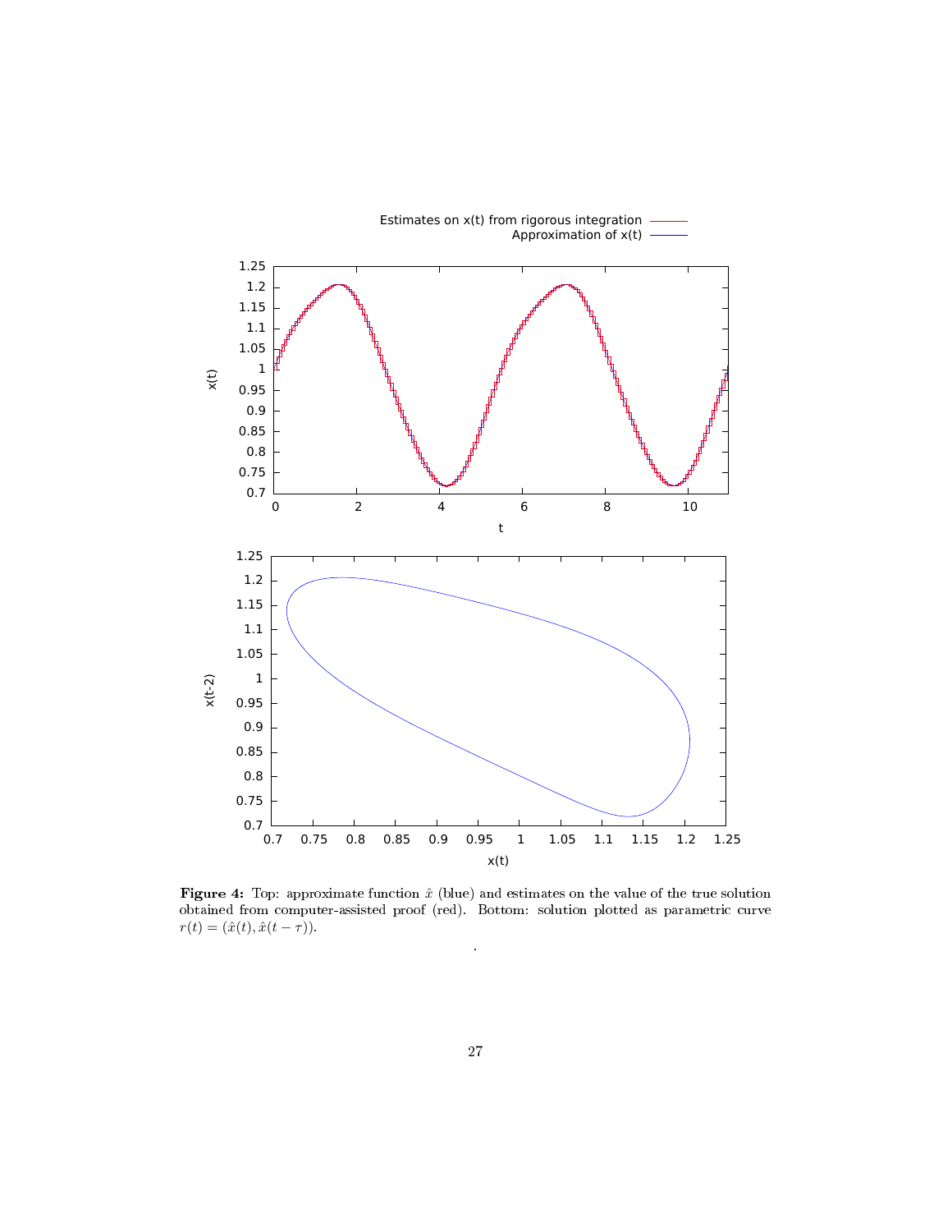**Figure 4:** Top: approximate function $\hat{x}$ (blue) and estimates on the value of the true solution obtained from computer-assisted proof (red). Bottom: solution plotted as parametric curve $r(t) = (\hat{x}(t), \hat{x}(t - \tau))$.

.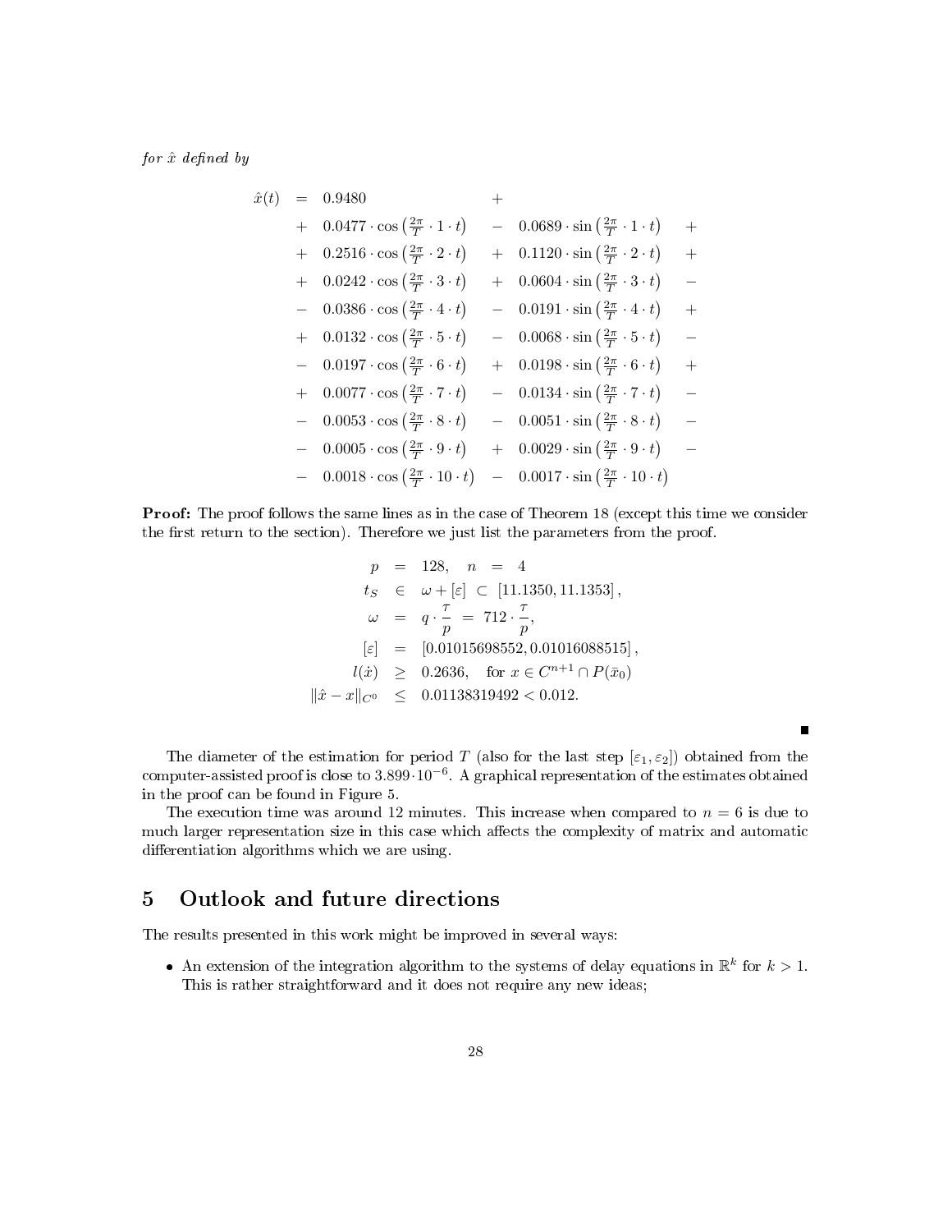*for $\hat{x}$ defined by*

$$
\begin{array}{rcllll}
\hat{x}(t) & = & 0.9480 & + & & \\
& + & 0.0477 \cdot \cos\left(\frac{2\pi}{T} \cdot 1 \cdot t\right) & - & 0.0689 \cdot \sin\left(\frac{2\pi}{T} \cdot 1 \cdot t\right) & + \\
& + & 0.2516 \cdot \cos\left(\frac{2\pi}{T} \cdot 2 \cdot t\right) & + & 0.1120 \cdot \sin\left(\frac{2\pi}{T} \cdot 2 \cdot t\right) & + \\
& + & 0.0242 \cdot \cos\left(\frac{2\pi}{T} \cdot 3 \cdot t\right) & + & 0.0604 \cdot \sin\left(\frac{2\pi}{T} \cdot 3 \cdot t\right) & - \\
& - & 0.0386 \cdot \cos\left(\frac{2\pi}{T} \cdot 4 \cdot t\right) & - & 0.0191 \cdot \sin\left(\frac{2\pi}{T} \cdot 4 \cdot t\right) & + \\
& + & 0.0132 \cdot \cos\left(\frac{2\pi}{T} \cdot 5 \cdot t\right) & - & 0.0068 \cdot \sin\left(\frac{2\pi}{T} \cdot 5 \cdot t\right) & - \\
& - & 0.0197 \cdot \cos\left(\frac{2\pi}{T} \cdot 6 \cdot t\right) & + & 0.0198 \cdot \sin\left(\frac{2\pi}{T} \cdot 6 \cdot t\right) & + \\
& + & 0.0077 \cdot \cos\left(\frac{2\pi}{T} \cdot 7 \cdot t\right) & - & 0.0134 \cdot \sin\left(\frac{2\pi}{T} \cdot 7 \cdot t\right) & - \\
& - & 0.0053 \cdot \cos\left(\frac{2\pi}{T} \cdot 8 \cdot t\right) & - & 0.0051 \cdot \sin\left(\frac{2\pi}{T} \cdot 8 \cdot t\right) & - \\
& - & 0.0005 \cdot \cos\left(\frac{2\pi}{T} \cdot 9 \cdot t\right) & + & 0.0029 \cdot \sin\left(\frac{2\pi}{T} \cdot 9 \cdot t\right) & - \\
& - & 0.0018 \cdot \cos\left(\frac{2\pi}{T} \cdot 10 \cdot t\right) & - & 0.0017 \cdot \sin\left(\frac{2\pi}{T} \cdot 10 \cdot t\right) &
\end{array}
$$

**Proof:** The proof follows the same lines as in the case of Theorem 18 (except this time we consider the first return to the section). Therefore we just list the parameters from the proof.

$$
\begin{array}{rcl}
p & = & 128, \quad n \;=\; 4 \\
t_S & \in & \omega + [\varepsilon] \;\subset\; [11.1350, 11.1353]\,, \\
\omega & = & q \cdot \dfrac{\tau}{p} \;=\; 712 \cdot \dfrac{\tau}{p}, \\
{[\varepsilon]} & = & [0.01015698552, 0.01016088515]\,, \\
l(\dot{x}) & \geq & 0.2636, \quad \text{for } x \in C^{n+1} \cap P(\bar{x}_0) \\
\|\hat{x} - x\|_{C^0} & \leq & 0.01138319492 < 0.012.
\end{array}
$$

■

The diameter of the estimation for period $T$ (also for the last step $[\varepsilon_1, \varepsilon_2]$) obtained from the computer-assisted proof is close to $3.899 \cdot 10^{-6}$. A graphical representation of the estimates obtained in the proof can be found in Figure 5.

The execution time was around 12 minutes. This increase when compared to $n = 6$ is due to much larger representation size in this case which affects the complexity of matrix and automatic differentiation algorithms which we are using.

## 5 Outlook and future directions

The results presented in this work might be improved in several ways:

- An extension of the integration algorithm to the systems of delay equations in $\mathbb{R}^k$ for $k > 1$. This is rather straightforward and it does not require any new ideas;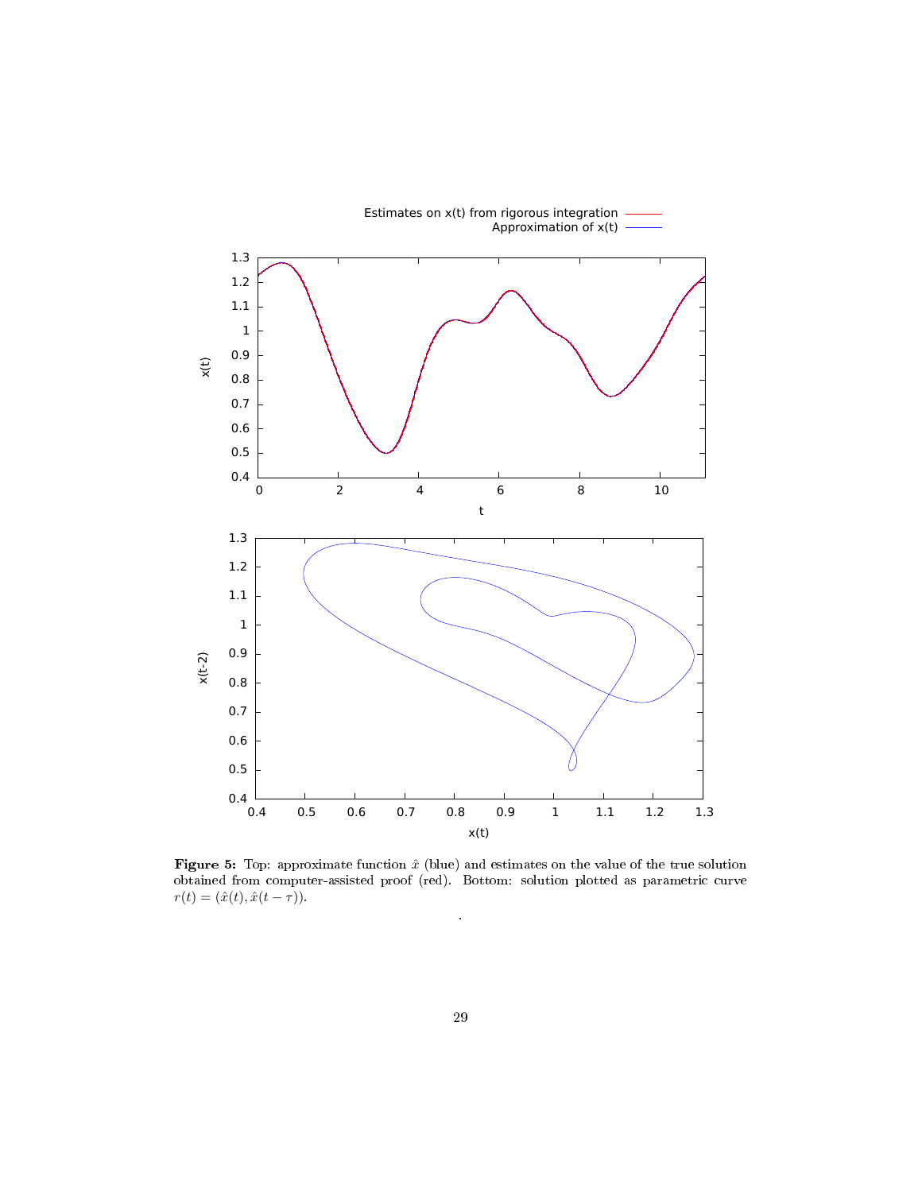**Figure 5:** Top: approximate function $\hat{x}$ (blue) and estimates on the value of the true solution obtained from computer-assisted proof (red). Bottom: solution plotted as parametric curve $r(t) = (\hat{x}(t), \hat{x}(t-\tau))$.

.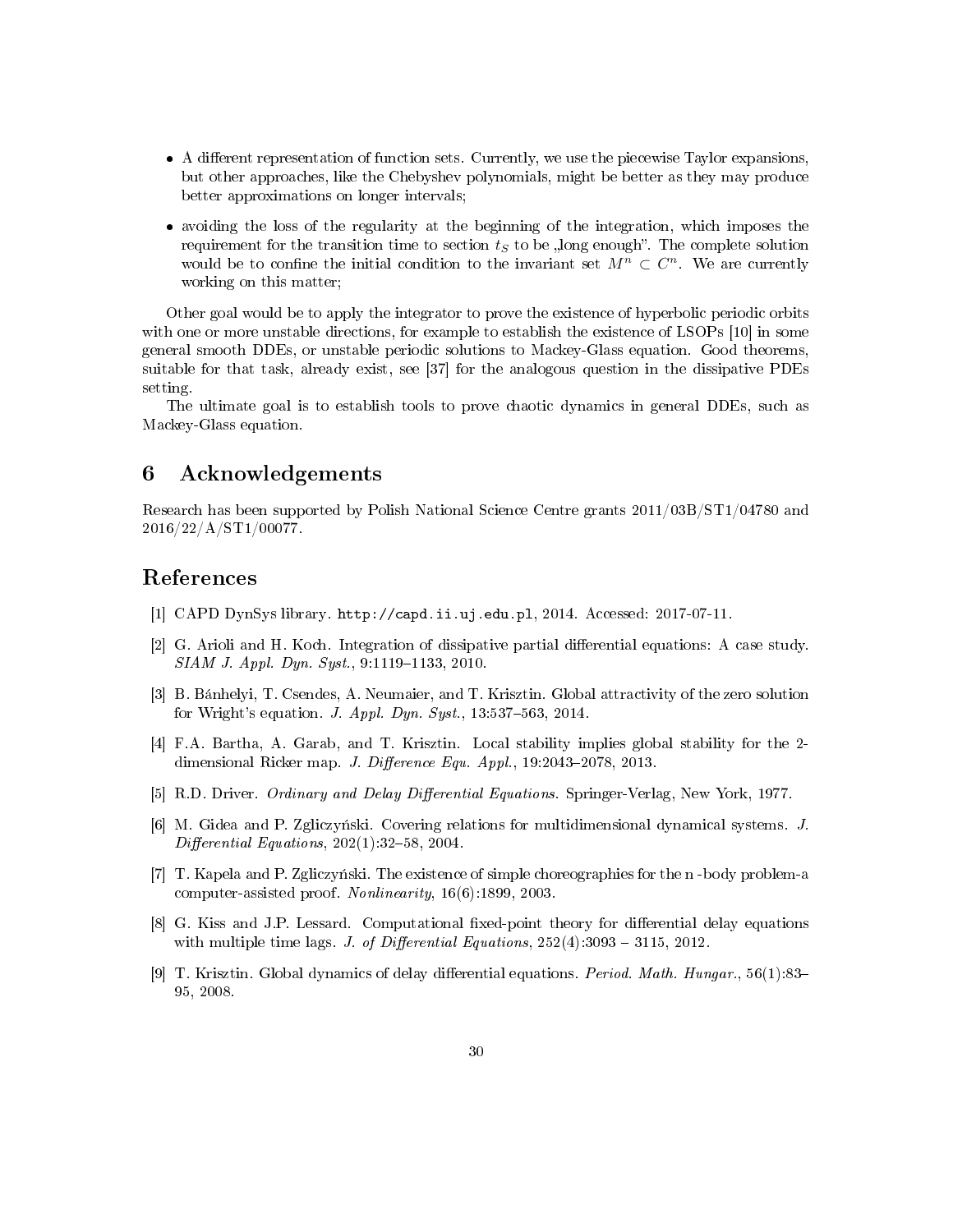- A different representation of function sets. Currently, we use the piecewise Taylor expansions, but other approaches, like the Chebyshev polynomials, might be better as they may produce better approximations on longer intervals;
- avoiding the loss of the regularity at the beginning of the integration, which imposes the requirement for the transition time to section $t_S$ to be „long enough". The complete solution would be to confine the initial condition to the invariant set $M^n \subset C^n$. We are currently working on this matter;

Other goal would be to apply the integrator to prove the existence of hyperbolic periodic orbits with one or more unstable directions, for example to establish the existence of LSOPs [10] in some general smooth DDEs, or unstable periodic solutions to Mackey-Glass equation. Good theorems, suitable for that task, already exist, see [37] for the analogous question in the dissipative PDEs setting.

The ultimate goal is to establish tools to prove chaotic dynamics in general DDEs, such as Mackey-Glass equation.

# 6 Acknowledgements

Research has been supported by Polish National Science Centre grants 2011/03B/ST1/04780 and 2016/22/A/ST1/00077.

# References

[1] CAPD DynSys library. `http://capd.ii.uj.edu.pl`, 2014. Accessed: 2017-07-11.

[2] G. Arioli and H. Koch. Integration of dissipative partial differential equations: A case study. *SIAM J. Appl. Dyn. Syst.*, 9:1119–1133, 2010.

[3] B. Bánhelyi, T. Csendes, A. Neumaier, and T. Krisztin. Global attractivity of the zero solution for Wright's equation. *J. Appl. Dyn. Syst.*, 13:537–563, 2014.

[4] F.A. Bartha, A. Garab, and T. Krisztin. Local stability implies global stability for the 2-dimensional Ricker map. *J. Difference Equ. Appl.*, 19:2043–2078, 2013.

[5] R.D. Driver. *Ordinary and Delay Differential Equations*. Springer-Verlag, New York, 1977.

[6] M. Gidea and P. Zgliczyński. Covering relations for multidimensional dynamical systems. *J. Differential Equations*, 202(1):32–58, 2004.

[7] T. Kapela and P. Zgliczyński. The existence of simple choreographies for the n -body problem-a computer-assisted proof. *Nonlinearity*, 16(6):1899, 2003.

[8] G. Kiss and J.P. Lessard. Computational fixed-point theory for differential delay equations with multiple time lags. *J. of Differential Equations*, 252(4):3093 – 3115, 2012.

[9] T. Krisztin. Global dynamics of delay differential equations. *Period. Math. Hungar.*, 56(1):83–95, 2008.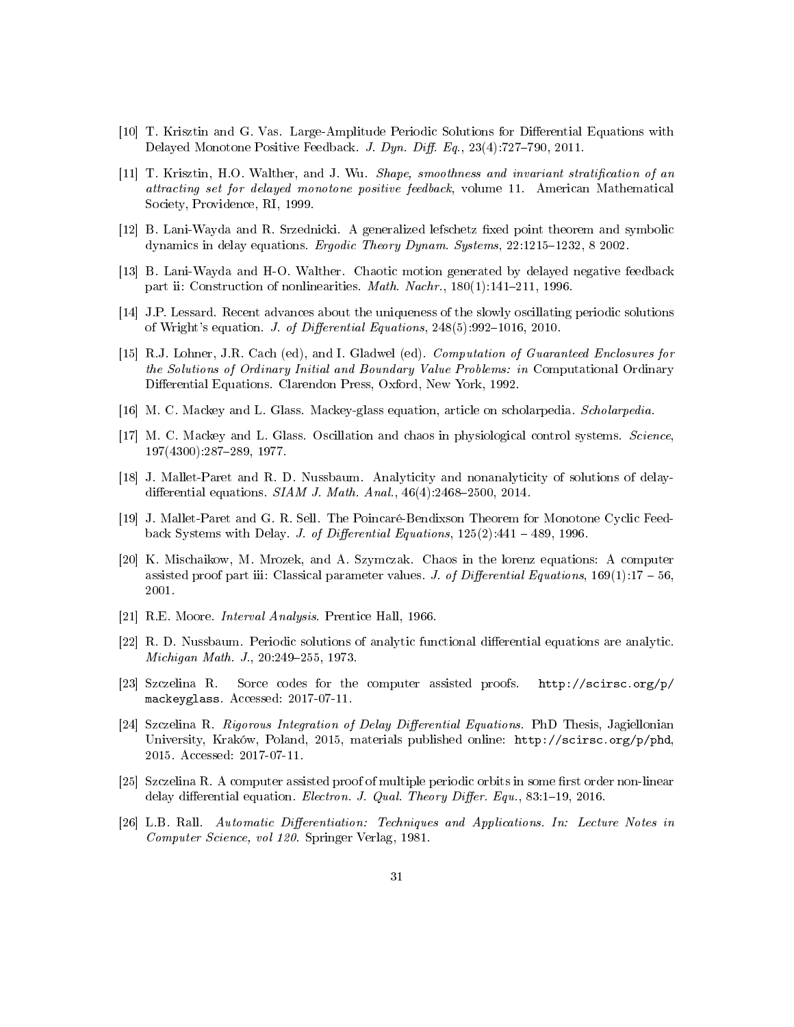[10] T. Krisztin and G. Vas. Large-Amplitude Periodic Solutions for Differential Equations with Delayed Monotone Positive Feedback. *J. Dyn. Diff. Eq.*, 23(4):727–790, 2011.

[11] T. Krisztin, H.O. Walther, and J. Wu. *Shape, smoothness and invariant stratification of an attracting set for delayed monotone positive feedback*, volume 11. American Mathematical Society, Providence, RI, 1999.

[12] B. Lani-Wayda and R. Srzednicki. A generalized lefschetz fixed point theorem and symbolic dynamics in delay equations. *Ergodic Theory Dynam. Systems*, 22:1215–1232, 8 2002.

[13] B. Lani-Wayda and H-O. Walther. Chaotic motion generated by delayed negative feedback part ii: Construction of nonlinearities. *Math. Nachr.*, 180(1):141–211, 1996.

[14] J.P. Lessard. Recent advances about the uniqueness of the slowly oscillating periodic solutions of Wright's equation. *J. of Differential Equations*, 248(5):992–1016, 2010.

[15] R.J. Lohner, J.R. Cach (ed), and I. Gladwel (ed). *Computation of Guaranteed Enclosures for the Solutions of Ordinary Initial and Boundary Value Problems: in* Computational Ordinary Differential Equations. Clarendon Press, Oxford, New York, 1992.

[16] M. C. Mackey and L. Glass. Mackey-glass equation, article on scholarpedia. *Scholarpedia*.

[17] M. C. Mackey and L. Glass. Oscillation and chaos in physiological control systems. *Science*, 197(4300):287–289, 1977.

[18] J. Mallet-Paret and R. D. Nussbaum. Analyticity and nonanalyticity of solutions of delay-differential equations. *SIAM J. Math. Anal.*, 46(4):2468–2500, 2014.

[19] J. Mallet-Paret and G. R. Sell. The Poincaré-Bendixson Theorem for Monotone Cyclic Feedback Systems with Delay. *J. of Differential Equations*, 125(2):441 – 489, 1996.

[20] K. Mischaikow, M. Mrozek, and A. Szymczak. Chaos in the lorenz equations: A computer assisted proof part iii: Classical parameter values. *J. of Differential Equations*, 169(1):17 – 56, 2001.

[21] R.E. Moore. *Interval Analysis*. Prentice Hall, 1966.

[22] R. D. Nussbaum. Periodic solutions of analytic functional differential equations are analytic. *Michigan Math. J.*, 20:249–255, 1973.

[23] Szczelina R. Sorce codes for the computer assisted proofs. `http://scirsc.org/p/mackeyglass`. Accessed: 2017-07-11.

[24] Szczelina R. *Rigorous Integration of Delay Differential Equations*. PhD Thesis, Jagiellonian University, Kraków, Poland, 2015, materials published online: `http://scirsc.org/p/phd`, 2015. Accessed: 2017-07-11.

[25] Szczelina R. A computer assisted proof of multiple periodic orbits in some first order non-linear delay differential equation. *Electron. J. Qual. Theory Differ. Equ.*, 83:1–19, 2016.

[26] L.B. Rall. *Automatic Differentiation: Techniques and Applications. In: Lecture Notes in Computer Science, vol 120*. Springer Verlag, 1981.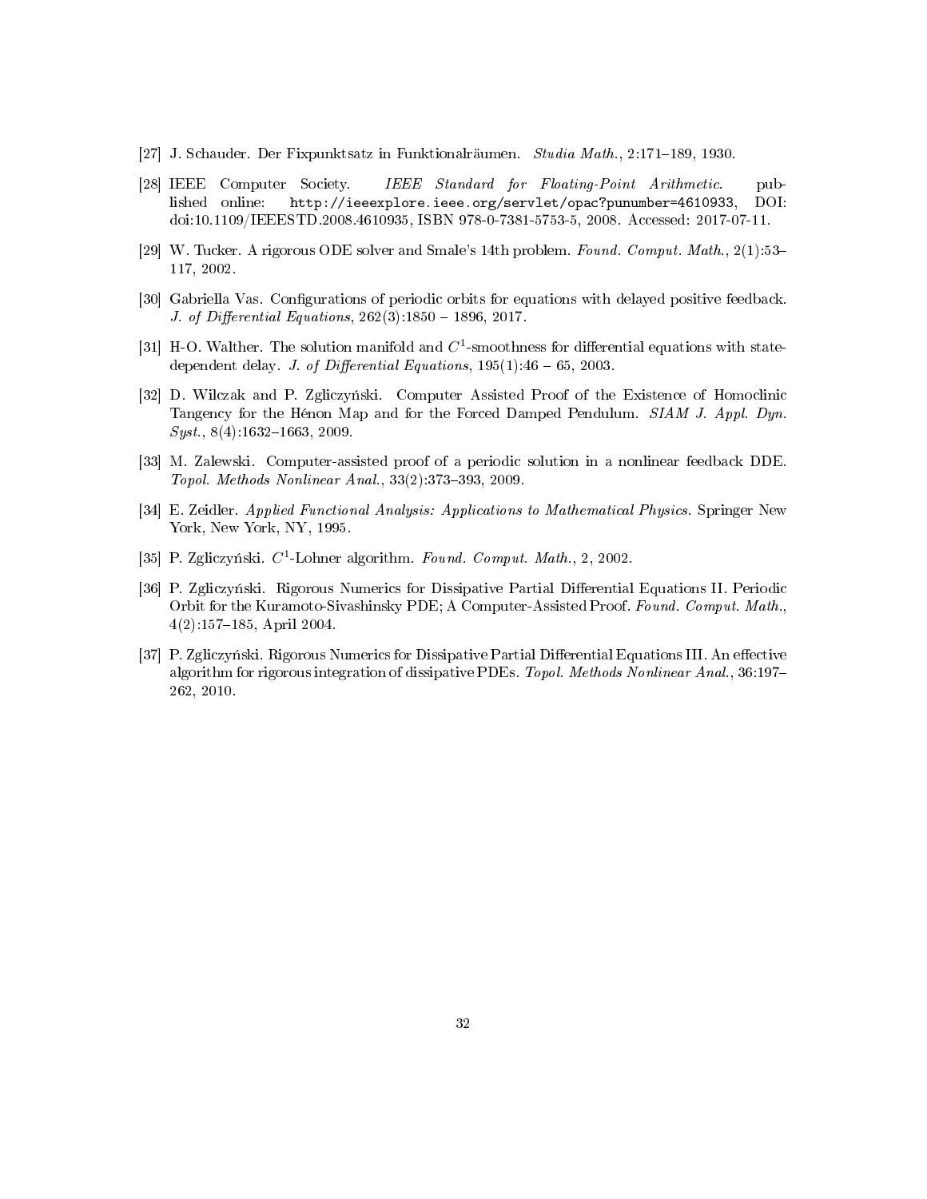[27] J. Schauder. Der Fixpunktsatz in Funktionalräumen. *Studia Math.*, 2:171–189, 1930.

[28] IEEE Computer Society. *IEEE Standard for Floating-Point Arithmetic*. published online: `http://ieeexplore.ieee.org/servlet/opac?punumber=4610933`, DOI: doi:10.1109/IEEESTD.2008.4610935, ISBN 978-0-7381-5753-5, 2008. Accessed: 2017-07-11.

[29] W. Tucker. A rigorous ODE solver and Smale's 14th problem. *Found. Comput. Math.*, 2(1):53–117, 2002.

[30] Gabriella Vas. Configurations of periodic orbits for equations with delayed positive feedback. *J. of Differential Equations*, 262(3):1850 – 1896, 2017.

[31] H-O. Walther. The solution manifold and $C^1$-smoothness for differential equations with state-dependent delay. *J. of Differential Equations*, 195(1):46 – 65, 2003.

[32] D. Wilczak and P. Zgliczyński. Computer Assisted Proof of the Existence of Homoclinic Tangency for the Hénon Map and for the Forced Damped Pendulum. *SIAM J. Appl. Dyn. Syst.*, 8(4):1632–1663, 2009.

[33] M. Zalewski. Computer-assisted proof of a periodic solution in a nonlinear feedback DDE. *Topol. Methods Nonlinear Anal.*, 33(2):373–393, 2009.

[34] E. Zeidler. *Applied Functional Analysis: Applications to Mathematical Physics*. Springer New York, New York, NY, 1995.

[35] P. Zgliczyński. $C^1$-Lohner algorithm. *Found. Comput. Math.*, 2, 2002.

[36] P. Zgliczyński. Rigorous Numerics for Dissipative Partial Differential Equations II. Periodic Orbit for the Kuramoto-Sivashinsky PDE; A Computer-Assisted Proof. *Found. Comput. Math.*, 4(2):157–185, April 2004.

[37] P. Zgliczyński. Rigorous Numerics for Dissipative Partial Differential Equations III. An effective algorithm for rigorous integration of dissipative PDEs. *Topol. Methods Nonlinear Anal.*, 36:197–262, 2010.